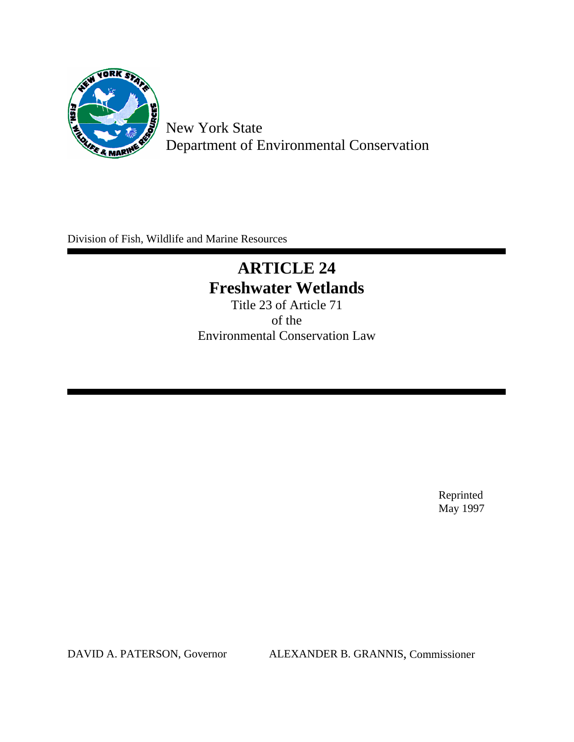New York State
Department of Environmental Conservation

Division of Fish, Wildlife and Marine Resources

# ARTICLE 24
# Freshwater Wetlands

Title 23 of Article 71
of the
Environmental Conservation Law

Reprinted
May 1997

DAVID A. PATERSON, Governor ALEXANDER B. GRANNIS, Commissioner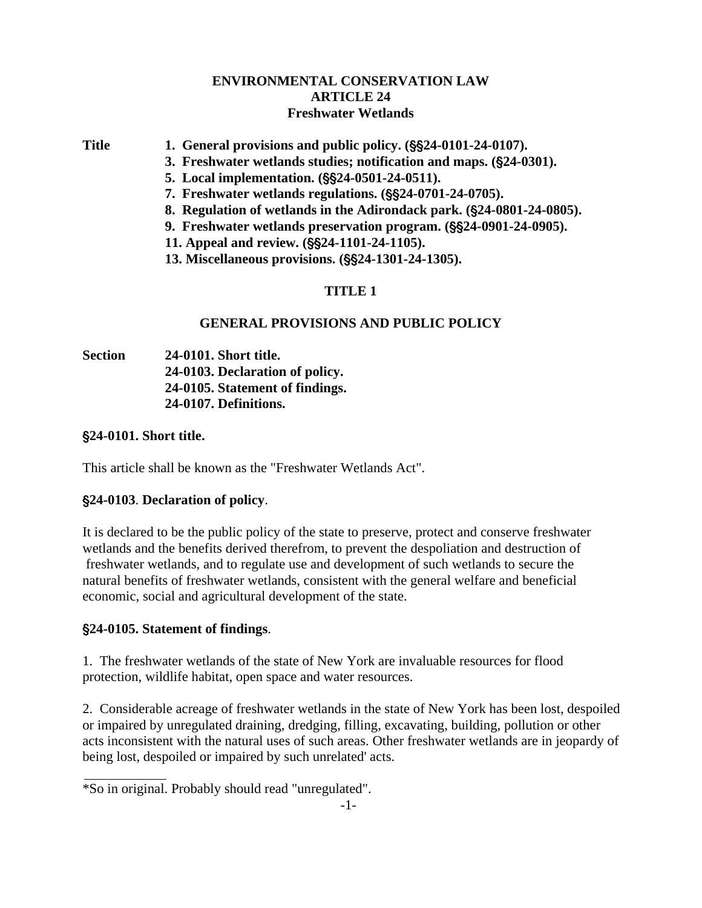# ENVIRONMENTAL CONSERVATION LAW
# ARTICLE 24
# Freshwater Wetlands

**Title**

**1. General provisions and public policy. (§§24-0101-24-0107).**
**3. Freshwater wetlands studies; notification and maps. (§24-0301).**
**5. Local implementation. (§§24-0501-24-0511).**
**7. Freshwater wetlands regulations. (§§24-0701-24-0705).**
**8. Regulation of wetlands in the Adirondack park. (§24-0801-24-0805).**
**9. Freshwater wetlands preservation program. (§§24-0901-24-0905).**
**11. Appeal and review. (§§24-1101-24-1105).**
**13. Miscellaneous provisions. (§§24-1301-24-1305).**

## TITLE 1

## GENERAL PROVISIONS AND PUBLIC POLICY

**Section**

**24-0101. Short title.**
**24-0103. Declaration of policy.**
**24-0105. Statement of findings.**
**24-0107. Definitions.**

### §24-0101. Short title.

This article shall be known as the "Freshwater Wetlands Act".

### §24-0103. Declaration of policy.

It is declared to be the public policy of the state to preserve, protect and conserve freshwater wetlands and the benefits derived therefrom, to prevent the despoliation and destruction of freshwater wetlands, and to regulate use and development of such wetlands to secure the natural benefits of freshwater wetlands, consistent with the general welfare and beneficial economic, social and agricultural development of the state.

### §24-0105. Statement of findings.

1. The freshwater wetlands of the state of New York are invaluable resources for flood protection, wildlife habitat, open space and water resources.

2. Considerable acreage of freshwater wetlands in the state of New York has been lost, despoiled or impaired by unregulated draining, dredging, filling, excavating, building, pollution or other acts inconsistent with the natural uses of such areas. Other freshwater wetlands are in jeopardy of being lost, despoiled or impaired by such unrelated' acts.

---

*So in original. Probably should read "unregulated".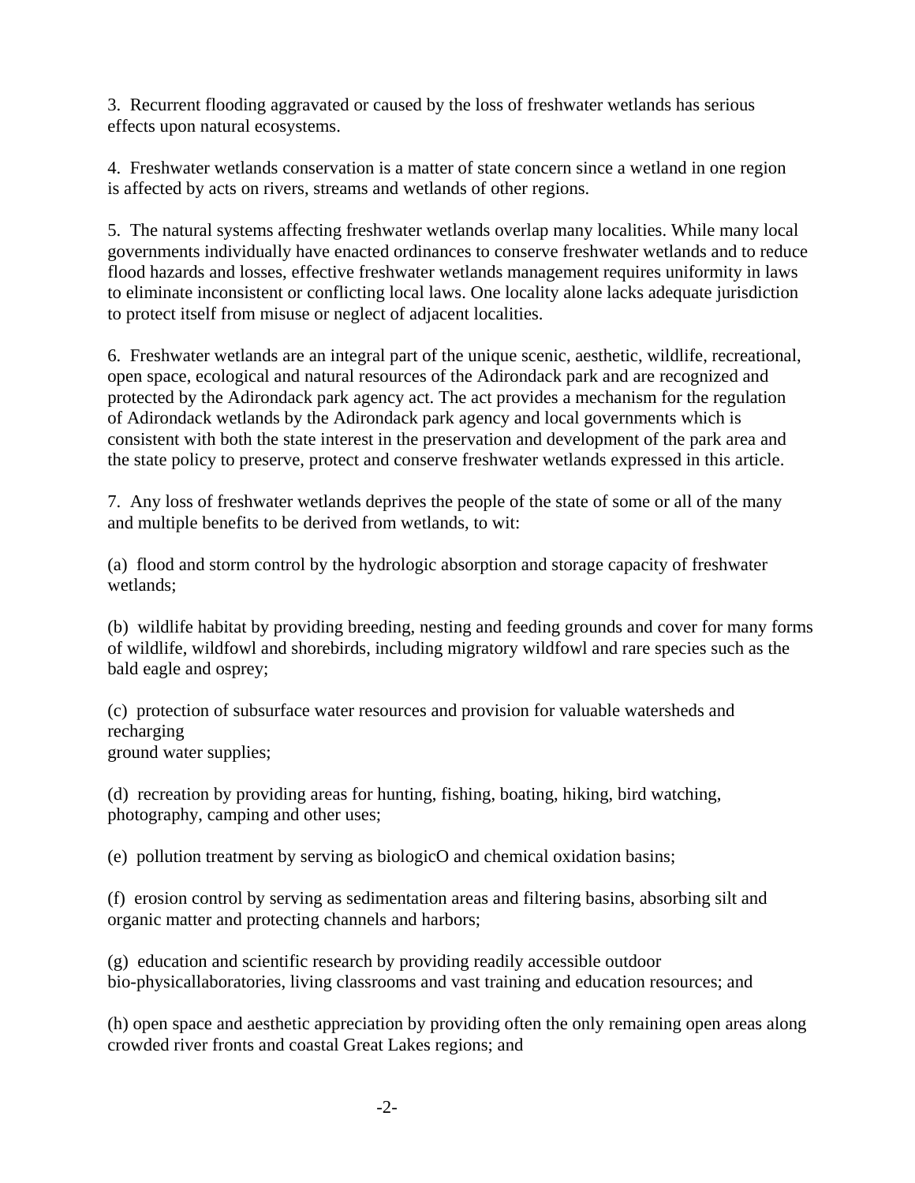3. Recurrent flooding aggravated or caused by the loss of freshwater wetlands has serious effects upon natural ecosystems.

4. Freshwater wetlands conservation is a matter of state concern since a wetland in one region is affected by acts on rivers, streams and wetlands of other regions.

5. The natural systems affecting freshwater wetlands overlap many localities. While many local governments individually have enacted ordinances to conserve freshwater wetlands and to reduce flood hazards and losses, effective freshwater wetlands management requires uniformity in laws to eliminate inconsistent or conflicting local laws. One locality alone lacks adequate jurisdiction to protect itself from misuse or neglect of adjacent localities.

6. Freshwater wetlands are an integral part of the unique scenic, aesthetic, wildlife, recreational, open space, ecological and natural resources of the Adirondack park and are recognized and protected by the Adirondack park agency act. The act provides a mechanism for the regulation of Adirondack wetlands by the Adirondack park agency and local governments which is consistent with both the state interest in the preservation and development of the park area and the state policy to preserve, protect and conserve freshwater wetlands expressed in this article.

7. Any loss of freshwater wetlands deprives the people of the state of some or all of the many and multiple benefits to be derived from wetlands, to wit:

(a) flood and storm control by the hydrologic absorption and storage capacity of freshwater wetlands;

(b) wildlife habitat by providing breeding, nesting and feeding grounds and cover for many forms of wildlife, wildfowl and shorebirds, including migratory wildfowl and rare species such as the bald eagle and osprey;

(c) protection of subsurface water resources and provision for valuable watersheds and recharging
ground water supplies;

(d) recreation by providing areas for hunting, fishing, boating, hiking, bird watching, photography, camping and other uses;

(e) pollution treatment by serving as biologicO and chemical oxidation basins;

(f) erosion control by serving as sedimentation areas and filtering basins, absorbing silt and organic matter and protecting channels and harbors;

(g) education and scientific research by providing readily accessible outdoor bio-physicallaboratories, living classrooms and vast training and education resources; and

(h) open space and aesthetic appreciation by providing often the only remaining open areas along crowded river fronts and coastal Great Lakes regions; and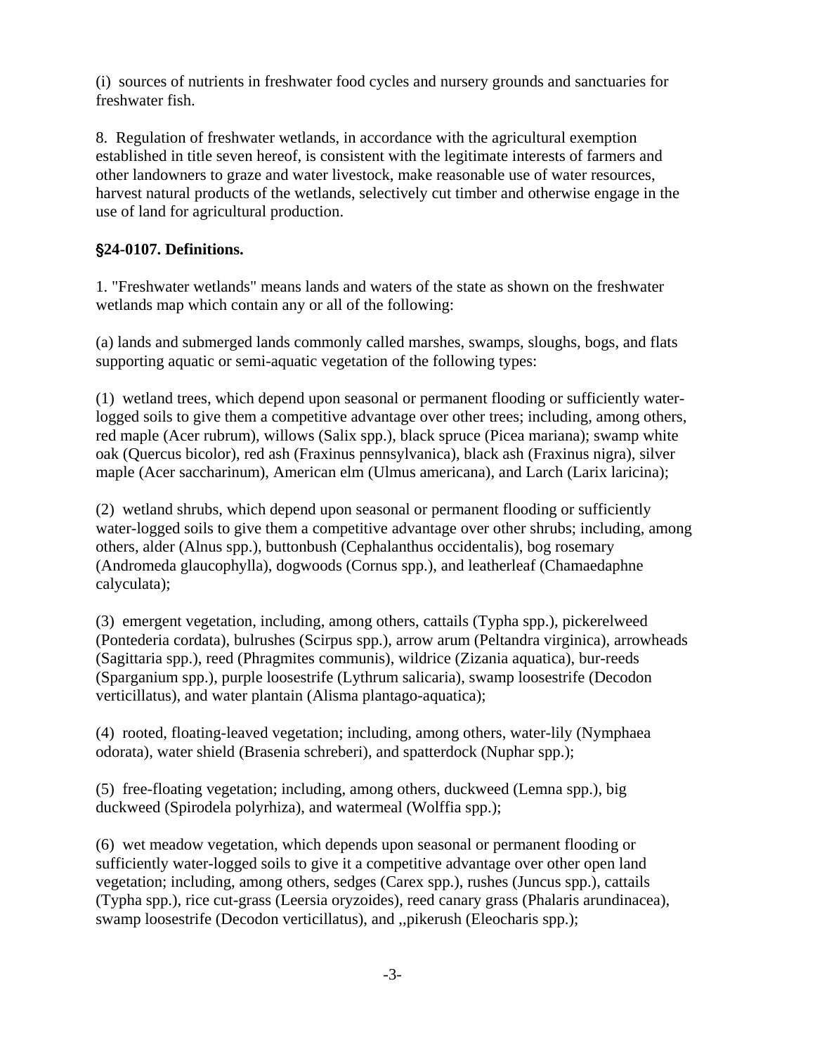(i) sources of nutrients in freshwater food cycles and nursery grounds and sanctuaries for freshwater fish.

8. Regulation of freshwater wetlands, in accordance with the agricultural exemption established in title seven hereof, is consistent with the legitimate interests of farmers and other landowners to graze and water livestock, make reasonable use of water resources, harvest natural products of the wetlands, selectively cut timber and otherwise engage in the use of land for agricultural production.

**§24-0107. Definitions.**

1. "Freshwater wetlands" means lands and waters of the state as shown on the freshwater wetlands map which contain any or all of the following:

(a) lands and submerged lands commonly called marshes, swamps, sloughs, bogs, and flats supporting aquatic or semi-aquatic vegetation of the following types:

(1) wetland trees, which depend upon seasonal or permanent flooding or sufficiently water-logged soils to give them a competitive advantage over other trees; including, among others, red maple (Acer rubrum), willows (Salix spp.), black spruce (Picea mariana); swamp white oak (Quercus bicolor), red ash (Fraxinus pennsylvanica), black ash (Fraxinus nigra), silver maple (Acer saccharinum), American elm (Ulmus americana), and Larch (Larix laricina);

(2) wetland shrubs, which depend upon seasonal or permanent flooding or sufficiently water-logged soils to give them a competitive advantage over other shrubs; including, among others, alder (Alnus spp.), buttonbush (Cephalanthus occidentalis), bog rosemary (Andromeda glaucophylla), dogwoods (Cornus spp.), and leatherleaf (Chamaedaphne calyculata);

(3) emergent vegetation, including, among others, cattails (Typha spp.), pickerelweed (Pontederia cordata), bulrushes (Scirpus spp.), arrow arum (Peltandra virginica), arrowheads (Sagittaria spp.), reed (Phragmites communis), wildrice (Zizania aquatica), bur-reeds (Sparganium spp.), purple loosestrife (Lythrum salicaria), swamp loosestrife (Decodon verticillatus), and water plantain (Alisma plantago-aquatica);

(4) rooted, floating-leaved vegetation; including, among others, water-lily (Nymphaea odorata), water shield (Brasenia schreberi), and spatterdock (Nuphar spp.);

(5) free-floating vegetation; including, among others, duckweed (Lemna spp.), big duckweed (Spirodela polyrhiza), and watermeal (Wolffia spp.);

(6) wet meadow vegetation, which depends upon seasonal or permanent flooding or sufficiently water-logged soils to give it a competitive advantage over other open land vegetation; including, among others, sedges (Carex spp.), rushes (Juncus spp.), cattails (Typha spp.), rice cut-grass (Leersia oryzoides), reed canary grass (Phalaris arundinacea), swamp loosestrife (Decodon verticillatus), and ,,pikerush (Eleocharis spp.);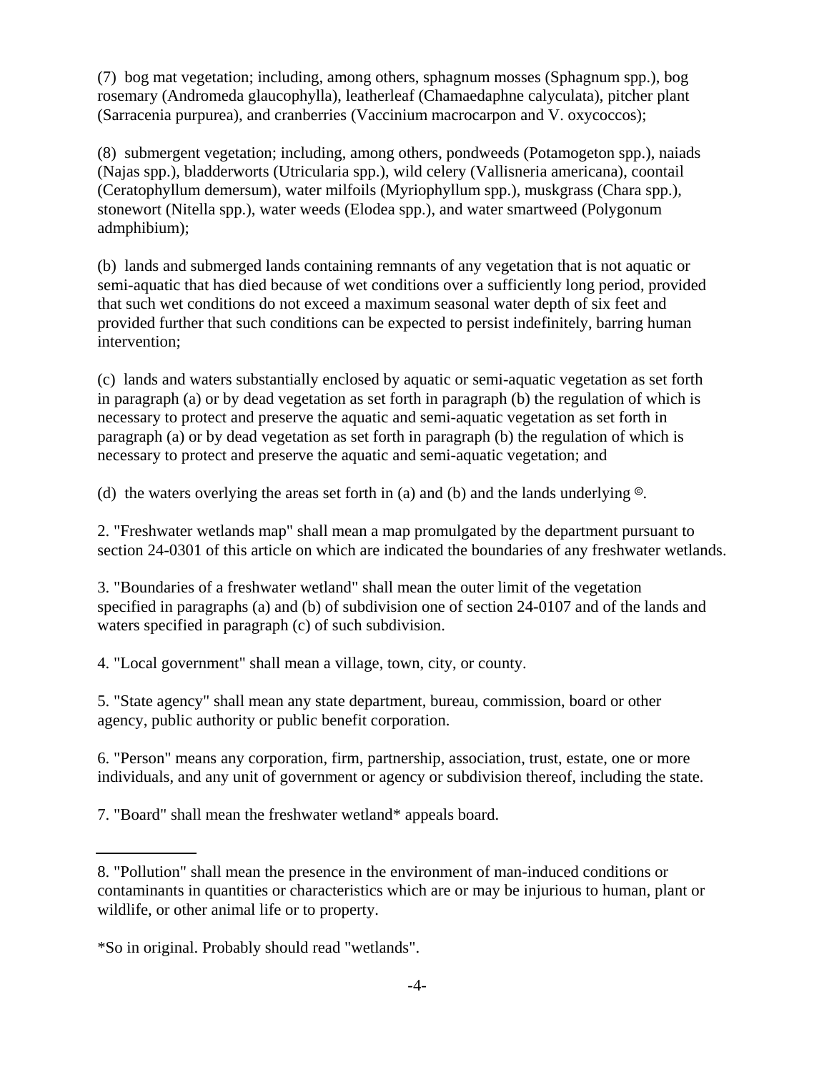(7) bog mat vegetation; including, among others, sphagnum mosses (Sphagnum spp.), bog rosemary (Andromeda glaucophylla), leatherleaf (Chamaedaphne calyculata), pitcher plant (Sarracenia purpurea), and cranberries (Vaccinium macrocarpon and V. oxycoccos);

(8) submergent vegetation; including, among others, pondweeds (Potamogeton spp.), naiads (Najas spp.), bladderworts (Utricularia spp.), wild celery (Vallisneria americana), coontail (Ceratophyllum demersum), water milfoils (Myriophyllum spp.), muskgrass (Chara spp.), stonewort (Nitella spp.), water weeds (Elodea spp.), and water smartweed (Polygonum admphibium);

(b) lands and submerged lands containing remnants of any vegetation that is not aquatic or semi-aquatic that has died because of wet conditions over a sufficiently long period, provided that such wet conditions do not exceed a maximum seasonal water depth of six feet and provided further that such conditions can be expected to persist indefinitely, barring human intervention;

(c) lands and waters substantially enclosed by aquatic or semi-aquatic vegetation as set forth in paragraph (a) or by dead vegetation as set forth in paragraph (b) the regulation of which is necessary to protect and preserve the aquatic and semi-aquatic vegetation as set forth in paragraph (a) or by dead vegetation as set forth in paragraph (b) the regulation of which is necessary to protect and preserve the aquatic and semi-aquatic vegetation; and

(d) the waters overlying the areas set forth in (a) and (b) and the lands underlying ©.

2. "Freshwater wetlands map" shall mean a map promulgated by the department pursuant to section 24-0301 of this article on which are indicated the boundaries of any freshwater wetlands.

3. "Boundaries of a freshwater wetland" shall mean the outer limit of the vegetation specified in paragraphs (a) and (b) of subdivision one of section 24-0107 and of the lands and waters specified in paragraph (c) of such subdivision.

4. "Local government" shall mean a village, town, city, or county.

5. "State agency" shall mean any state department, bureau, commission, board or other agency, public authority or public benefit corporation.

6. "Person" means any corporation, firm, partnership, association, trust, estate, one or more individuals, and any unit of government or agency or subdivision thereof, including the state.

7. "Board" shall mean the freshwater wetland* appeals board.

---

8. "Pollution" shall mean the presence in the environment of man-induced conditions or contaminants in quantities or characteristics which are or may be injurious to human, plant or wildlife, or other animal life or to property.

*So in original. Probably should read "wetlands".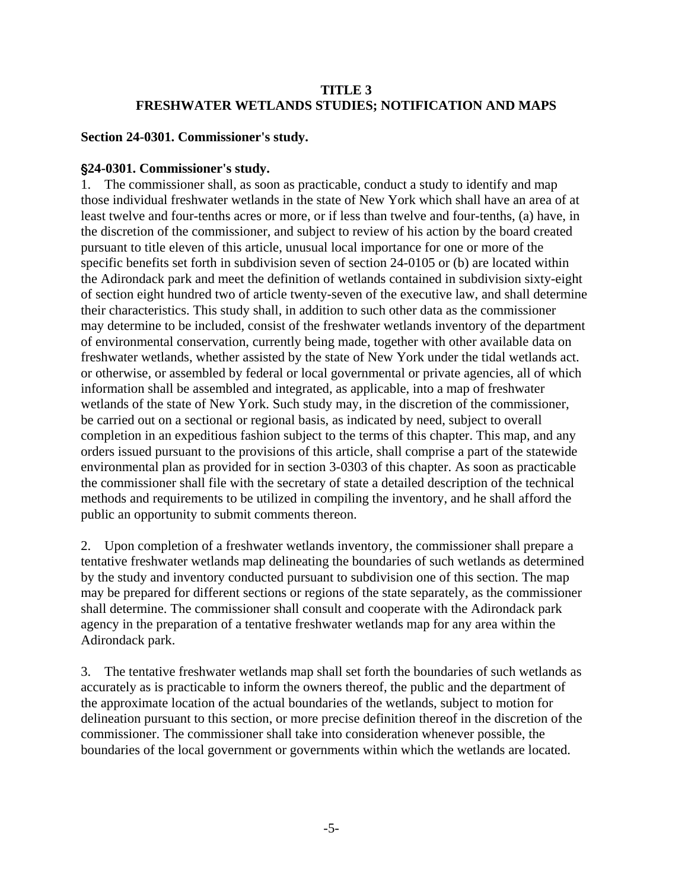**TITLE 3**
**FRESHWATER WETLANDS STUDIES; NOTIFICATION AND MAPS**

**Section 24-0301. Commissioner's study.**

**§24-0301. Commissioner's study.**

1. The commissioner shall, as soon as practicable, conduct a study to identify and map those individual freshwater wetlands in the state of New York which shall have an area of at least twelve and four-tenths acres or more, or if less than twelve and four-tenths, (a) have, in the discretion of the commissioner, and subject to review of his action by the board created pursuant to title eleven of this article, unusual local importance for one or more of the specific benefits set forth in subdivision seven of section 24-0105 or (b) are located within the Adirondack park and meet the definition of wetlands contained in subdivision sixty-eight of section eight hundred two of article twenty-seven of the executive law, and shall determine their characteristics. This study shall, in addition to such other data as the commissioner may determine to be included, consist of the freshwater wetlands inventory of the department of environmental conservation, currently being made, together with other available data on freshwater wetlands, whether assisted by the state of New York under the tidal wetlands act. or otherwise, or assembled by federal or local governmental or private agencies, all of which information shall be assembled and integrated, as applicable, into a map of freshwater wetlands of the state of New York. Such study may, in the discretion of the commissioner, be carried out on a sectional or regional basis, as indicated by need, subject to overall completion in an expeditious fashion subject to the terms of this chapter. This map, and any orders issued pursuant to the provisions of this article, shall comprise a part of the statewide environmental plan as provided for in section 3-0303 of this chapter. As soon as practicable the commissioner shall file with the secretary of state a detailed description of the technical methods and requirements to be utilized in compiling the inventory, and he shall afford the public an opportunity to submit comments thereon.

2. Upon completion of a freshwater wetlands inventory, the commissioner shall prepare a tentative freshwater wetlands map delineating the boundaries of such wetlands as determined by the study and inventory conducted pursuant to subdivision one of this section. The map may be prepared for different sections or regions of the state separately, as the commissioner shall determine. The commissioner shall consult and cooperate with the Adirondack park agency in the preparation of a tentative freshwater wetlands map for any area within the Adirondack park.

3. The tentative freshwater wetlands map shall set forth the boundaries of such wetlands as accurately as is practicable to inform the owners thereof, the public and the department of the approximate location of the actual boundaries of the wetlands, subject to motion for delineation pursuant to this section, or more precise definition thereof in the discretion of the commissioner. The commissioner shall take into consideration whenever possible, the boundaries of the local government or governments within which the wetlands are located.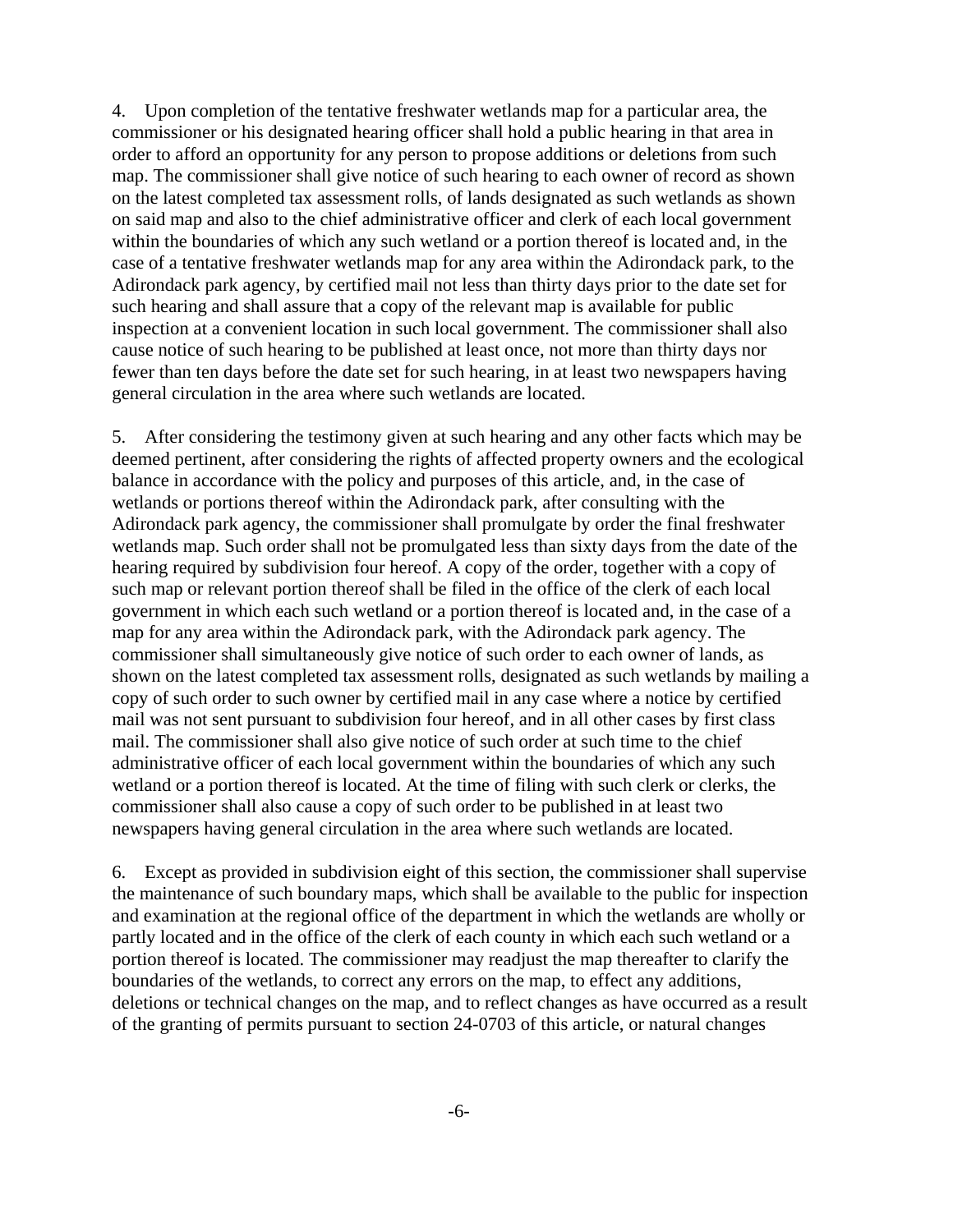4. Upon completion of the tentative freshwater wetlands map for a particular area, the commissioner or his designated hearing officer shall hold a public hearing in that area in order to afford an opportunity for any person to propose additions or deletions from such map. The commissioner shall give notice of such hearing to each owner of record as shown on the latest completed tax assessment rolls, of lands designated as such wetlands as shown on said map and also to the chief administrative officer and clerk of each local government within the boundaries of which any such wetland or a portion thereof is located and, in the case of a tentative freshwater wetlands map for any area within the Adirondack park, to the Adirondack park agency, by certified mail not less than thirty days prior to the date set for such hearing and shall assure that a copy of the relevant map is available for public inspection at a convenient location in such local government. The commissioner shall also cause notice of such hearing to be published at least once, not more than thirty days nor fewer than ten days before the date set for such hearing, in at least two newspapers having general circulation in the area where such wetlands are located.

5. After considering the testimony given at such hearing and any other facts which may be deemed pertinent, after considering the rights of affected property owners and the ecological balance in accordance with the policy and purposes of this article, and, in the case of wetlands or portions thereof within the Adirondack park, after consulting with the Adirondack park agency, the commissioner shall promulgate by order the final freshwater wetlands map. Such order shall not be promulgated less than sixty days from the date of the hearing required by subdivision four hereof. A copy of the order, together with a copy of such map or relevant portion thereof shall be filed in the office of the clerk of each local government in which each such wetland or a portion thereof is located and, in the case of a map for any area within the Adirondack park, with the Adirondack park agency. The commissioner shall simultaneously give notice of such order to each owner of lands, as shown on the latest completed tax assessment rolls, designated as such wetlands by mailing a copy of such order to such owner by certified mail in any case where a notice by certified mail was not sent pursuant to subdivision four hereof, and in all other cases by first class mail. The commissioner shall also give notice of such order at such time to the chief administrative officer of each local government within the boundaries of which any such wetland or a portion thereof is located. At the time of filing with such clerk or clerks, the commissioner shall also cause a copy of such order to be published in at least two newspapers having general circulation in the area where such wetlands are located.

6. Except as provided in subdivision eight of this section, the commissioner shall supervise the maintenance of such boundary maps, which shall be available to the public for inspection and examination at the regional office of the department in which the wetlands are wholly or partly located and in the office of the clerk of each county in which each such wetland or a portion thereof is located. The commissioner may readjust the map thereafter to clarify the boundaries of the wetlands, to correct any errors on the map, to effect any additions, deletions or technical changes on the map, and to reflect changes as have occurred as a result of the granting of permits pursuant to section 24-0703 of this article, or natural changes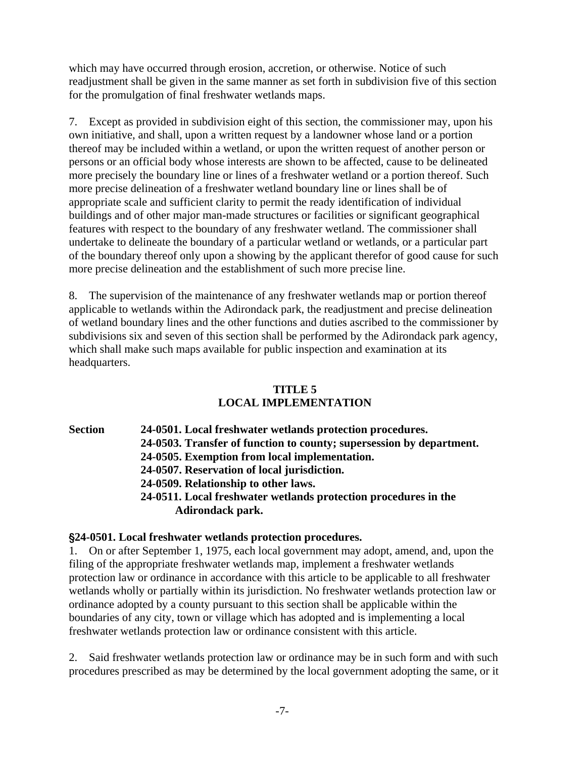which may have occurred through erosion, accretion, or otherwise. Notice of such readjustment shall be given in the same manner as set forth in subdivision five of this section for the promulgation of final freshwater wetlands maps.

7. Except as provided in subdivision eight of this section, the commissioner may, upon his own initiative, and shall, upon a written request by a landowner whose land or a portion thereof may be included within a wetland, or upon the written request of another person or persons or an official body whose interests are shown to be affected, cause to be delineated more precisely the boundary line or lines of a freshwater wetland or a portion thereof. Such more precise delineation of a freshwater wetland boundary line or lines shall be of appropriate scale and sufficient clarity to permit the ready identification of individual buildings and of other major man-made structures or facilities or significant geographical features with respect to the boundary of any freshwater wetland. The commissioner shall undertake to delineate the boundary of a particular wetland or wetlands, or a particular part of the boundary thereof only upon a showing by the applicant therefor of good cause for such more precise delineation and the establishment of such more precise line.

8. The supervision of the maintenance of any freshwater wetlands map or portion thereof applicable to wetlands within the Adirondack park, the readjustment and precise delineation of wetland boundary lines and the other functions and duties ascribed to the commissioner by subdivisions six and seven of this section shall be performed by the Adirondack park agency, which shall make such maps available for public inspection and examination at its headquarters.

## TITLE 5
## LOCAL IMPLEMENTATION

**Section**
**24-0501. Local freshwater wetlands protection procedures.**
**24-0503. Transfer of function to county; supersession by department.**
**24-0505. Exemption from local implementation.**
**24-0507. Reservation of local jurisdiction.**
**24-0509. Relationship to other laws.**
**24-0511. Local freshwater wetlands protection procedures in the Adirondack park.**

### §24-0501. Local freshwater wetlands protection procedures.

1. On or after September 1, 1975, each local government may adopt, amend, and, upon the filing of the appropriate freshwater wetlands map, implement a freshwater wetlands protection law or ordinance in accordance with this article to be applicable to all freshwater wetlands wholly or partially within its jurisdiction. No freshwater wetlands protection law or ordinance adopted by a county pursuant to this section shall be applicable within the boundaries of any city, town or village which has adopted and is implementing a local freshwater wetlands protection law or ordinance consistent with this article.

2. Said freshwater wetlands protection law or ordinance may be in such form and with such procedures prescribed as may be determined by the local government adopting the same, or it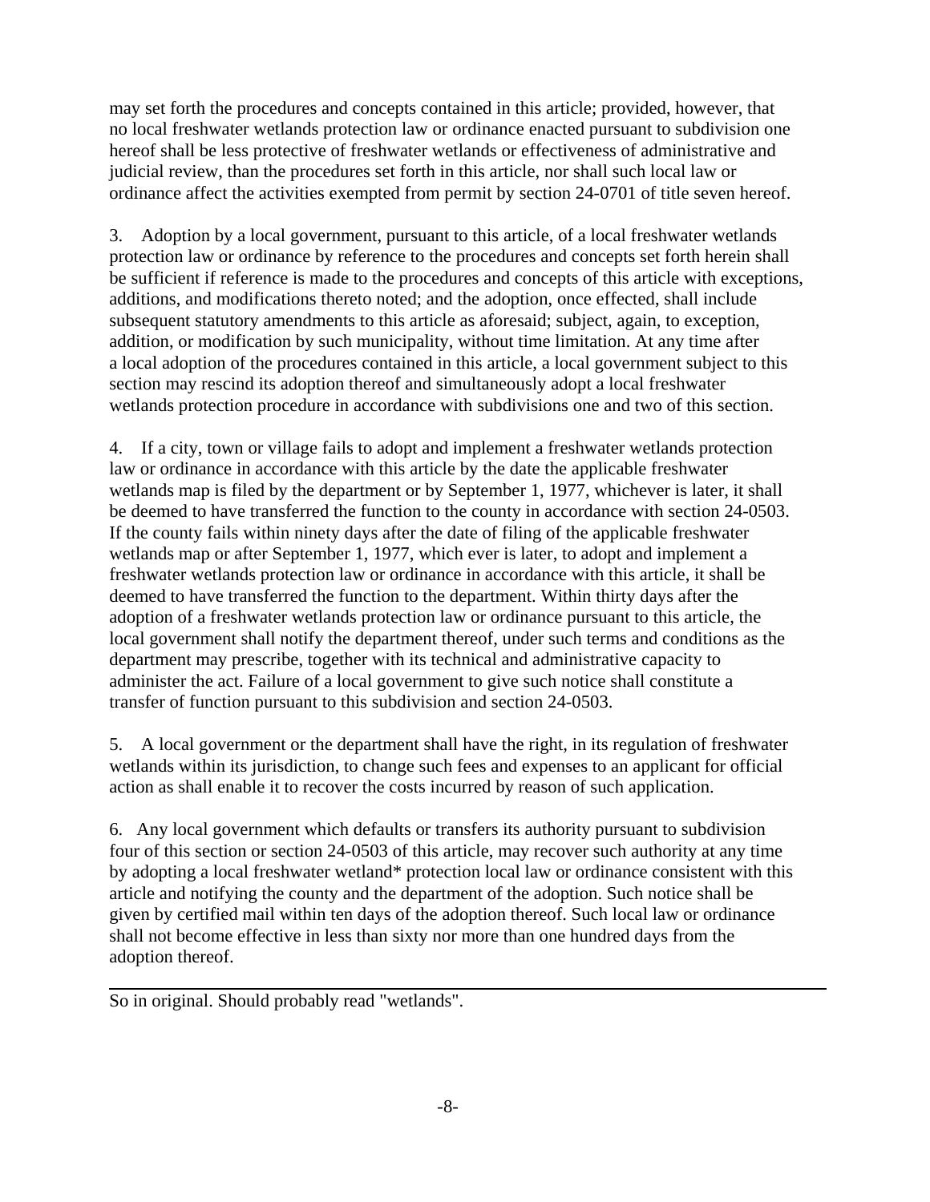may set forth the procedures and concepts contained in this article; provided, however, that no local freshwater wetlands protection law or ordinance enacted pursuant to subdivision one hereof shall be less protective of freshwater wetlands or effectiveness of administrative and judicial review, than the procedures set forth in this article, nor shall such local law or ordinance affect the activities exempted from permit by section 24-0701 of title seven hereof.

3. Adoption by a local government, pursuant to this article, of a local freshwater wetlands protection law or ordinance by reference to the procedures and concepts set forth herein shall be sufficient if reference is made to the procedures and concepts of this article with exceptions, additions, and modifications thereto noted; and the adoption, once effected, shall include subsequent statutory amendments to this article as aforesaid; subject, again, to exception, addition, or modification by such municipality, without time limitation. At any time after a local adoption of the procedures contained in this article, a local government subject to this section may rescind its adoption thereof and simultaneously adopt a local freshwater wetlands protection procedure in accordance with subdivisions one and two of this section.

4. If a city, town or village fails to adopt and implement a freshwater wetlands protection law or ordinance in accordance with this article by the date the applicable freshwater wetlands map is filed by the department or by September 1, 1977, whichever is later, it shall be deemed to have transferred the function to the county in accordance with section 24-0503. If the county fails within ninety days after the date of filing of the applicable freshwater wetlands map or after September 1, 1977, which ever is later, to adopt and implement a freshwater wetlands protection law or ordinance in accordance with this article, it shall be deemed to have transferred the function to the department. Within thirty days after the adoption of a freshwater wetlands protection law or ordinance pursuant to this article, the local government shall notify the department thereof, under such terms and conditions as the department may prescribe, together with its technical and administrative capacity to administer the act. Failure of a local government to give such notice shall constitute a transfer of function pursuant to this subdivision and section 24-0503.

5. A local government or the department shall have the right, in its regulation of freshwater wetlands within its jurisdiction, to change such fees and expenses to an applicant for official action as shall enable it to recover the costs incurred by reason of such application.

6. Any local government which defaults or transfers its authority pursuant to subdivision four of this section or section 24-0503 of this article, may recover such authority at any time by adopting a local freshwater wetland* protection local law or ordinance consistent with this article and notifying the county and the department of the adoption. Such notice shall be given by certified mail within ten days of the adoption thereof. Such local law or ordinance shall not become effective in less than sixty nor more than one hundred days from the adoption thereof.

---

So in original. Should probably read "wetlands".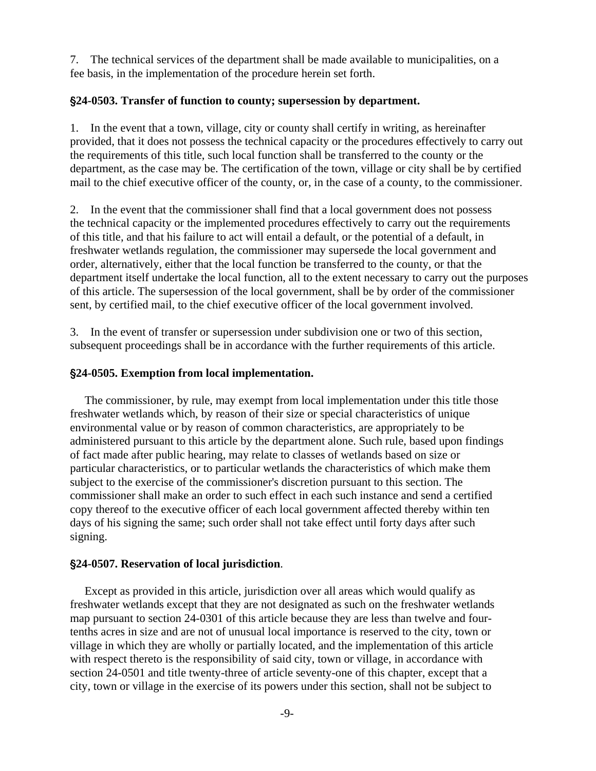7. The technical services of the department shall be made available to municipalities, on a fee basis, in the implementation of the procedure herein set forth.

**§24-0503. Transfer of function to county; supersession by department.**

1. In the event that a town, village, city or county shall certify in writing, as hereinafter provided, that it does not possess the technical capacity or the procedures effectively to carry out the requirements of this title, such local function shall be transferred to the county or the department, as the case may be. The certification of the town, village or city shall be by certified mail to the chief executive officer of the county, or, in the case of a county, to the commissioner.

2. In the event that the commissioner shall find that a local government does not possess the technical capacity or the implemented procedures effectively to carry out the requirements of this title, and that his failure to act will entail a default, or the potential of a default, in freshwater wetlands regulation, the commissioner may supersede the local government and order, alternatively, either that the local function be transferred to the county, or that the department itself undertake the local function, all to the extent necessary to carry out the purposes of this article. The supersession of the local government, shall be by order of the commissioner sent, by certified mail, to the chief executive officer of the local government involved.

3. In the event of transfer or supersession under subdivision one or two of this section, subsequent proceedings shall be in accordance with the further requirements of this article.

**§24-0505. Exemption from local implementation.**

The commissioner, by rule, may exempt from local implementation under this title those freshwater wetlands which, by reason of their size or special characteristics of unique environmental value or by reason of common characteristics, are appropriately to be administered pursuant to this article by the department alone. Such rule, based upon findings of fact made after public hearing, may relate to classes of wetlands based on size or particular characteristics, or to particular wetlands the characteristics of which make them subject to the exercise of the commissioner's discretion pursuant to this section. The commissioner shall make an order to such effect in each such instance and send a certified copy thereof to the executive officer of each local government affected thereby within ten days of his signing the same; such order shall not take effect until forty days after such signing.

**§24-0507. Reservation of local jurisdiction**.

Except as provided in this article, jurisdiction over all areas which would qualify as freshwater wetlands except that they are not designated as such on the freshwater wetlands map pursuant to section 24-0301 of this article because they are less than twelve and four-tenths acres in size and are not of unusual local importance is reserved to the city, town or village in which they are wholly or partially located, and the implementation of this article with respect thereto is the responsibility of said city, town or village, in accordance with section 24-0501 and title twenty-three of article seventy-one of this chapter, except that a city, town or village in the exercise of its powers under this section, shall not be subject to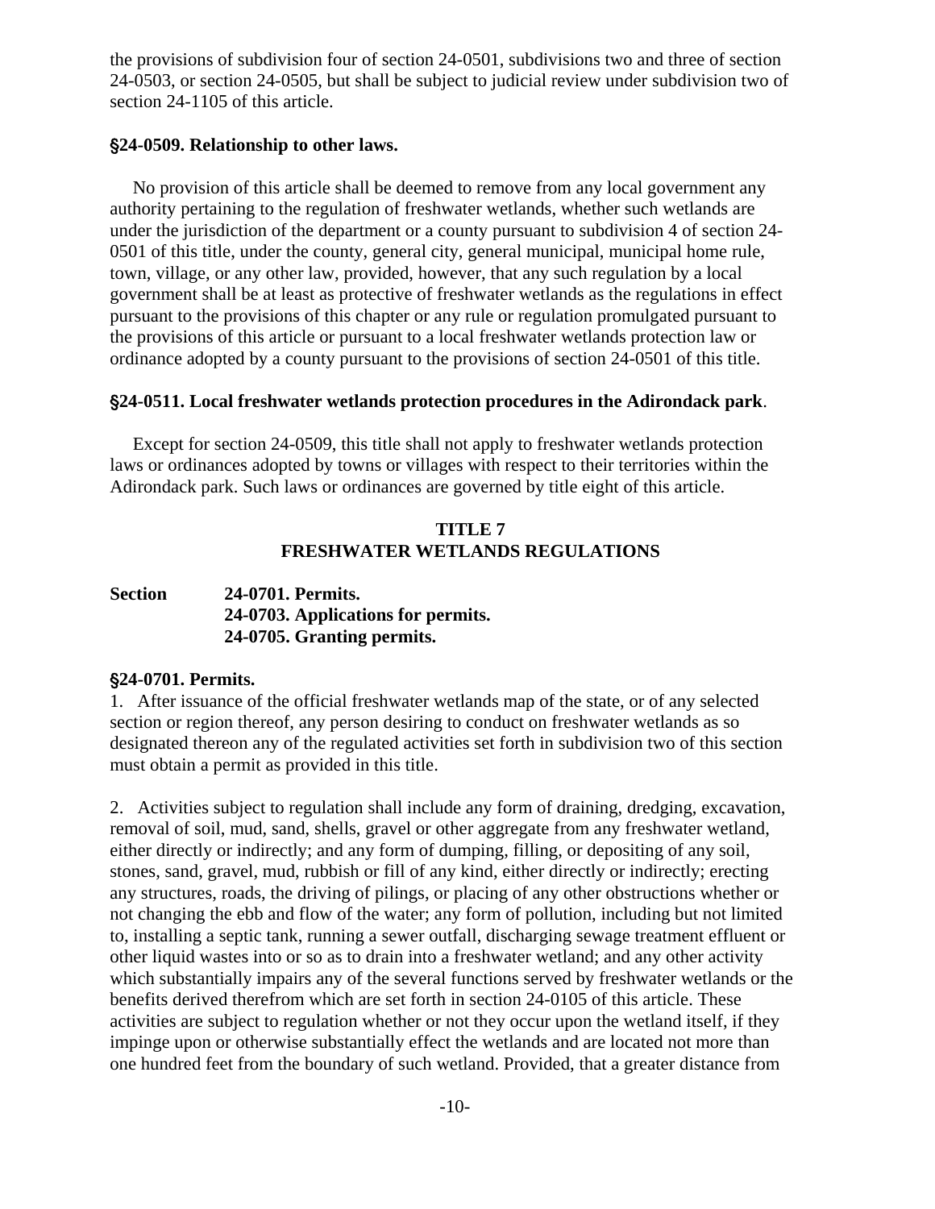the provisions of subdivision four of section 24-0501, subdivisions two and three of section 24-0503, or section 24-0505, but shall be subject to judicial review under subdivision two of section 24-1105 of this article.

**§24-0509. Relationship to other laws.**

No provision of this article shall be deemed to remove from any local government any authority pertaining to the regulation of freshwater wetlands, whether such wetlands are under the jurisdiction of the department or a county pursuant to subdivision 4 of section 24-0501 of this title, under the county, general city, general municipal, municipal home rule, town, village, or any other law, provided, however, that any such regulation by a local government shall be at least as protective of freshwater wetlands as the regulations in effect pursuant to the provisions of this chapter or any rule or regulation promulgated pursuant to the provisions of this article or pursuant to a local freshwater wetlands protection law or ordinance adopted by a county pursuant to the provisions of section 24-0501 of this title.

**§24-0511. Local freshwater wetlands protection procedures in the Adirondack park**.

Except for section 24-0509, this title shall not apply to freshwater wetlands protection laws or ordinances adopted by towns or villages with respect to their territories within the Adirondack park. Such laws or ordinances are governed by title eight of this article.

## TITLE 7
## FRESHWATER WETLANDS REGULATIONS

**Section 24-0701. Permits.**
**24-0703. Applications for permits.**
**24-0705. Granting permits.**

**§24-0701. Permits.**

1. After issuance of the official freshwater wetlands map of the state, or of any selected section or region thereof, any person desiring to conduct on freshwater wetlands as so designated thereon any of the regulated activities set forth in subdivision two of this section must obtain a permit as provided in this title.

2. Activities subject to regulation shall include any form of draining, dredging, excavation, removal of soil, mud, sand, shells, gravel or other aggregate from any freshwater wetland, either directly or indirectly; and any form of dumping, filling, or depositing of any soil, stones, sand, gravel, mud, rubbish or fill of any kind, either directly or indirectly; erecting any structures, roads, the driving of pilings, or placing of any other obstructions whether or not changing the ebb and flow of the water; any form of pollution, including but not limited to, installing a septic tank, running a sewer outfall, discharging sewage treatment effluent or other liquid wastes into or so as to drain into a freshwater wetland; and any other activity which substantially impairs any of the several functions served by freshwater wetlands or the benefits derived therefrom which are set forth in section 24-0105 of this article. These activities are subject to regulation whether or not they occur upon the wetland itself, if they impinge upon or otherwise substantially effect the wetlands and are located not more than one hundred feet from the boundary of such wetland. Provided, that a greater distance from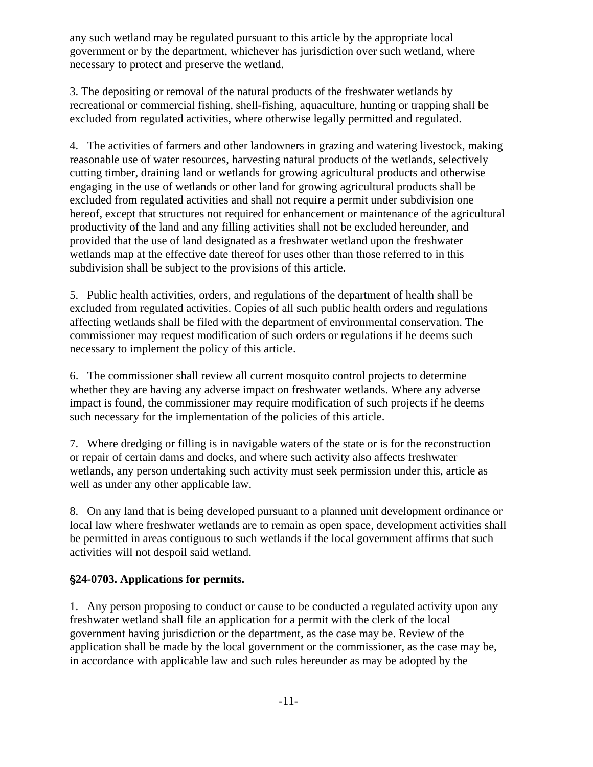any such wetland may be regulated pursuant to this article by the appropriate local government or by the department, whichever has jurisdiction over such wetland, where necessary to protect and preserve the wetland.

3. The depositing or removal of the natural products of the freshwater wetlands by recreational or commercial fishing, shell-fishing, aquaculture, hunting or trapping shall be excluded from regulated activities, where otherwise legally permitted and regulated.

4. The activities of farmers and other landowners in grazing and watering livestock, making reasonable use of water resources, harvesting natural products of the wetlands, selectively cutting timber, draining land or wetlands for growing agricultural products and otherwise engaging in the use of wetlands or other land for growing agricultural products shall be excluded from regulated activities and shall not require a permit under subdivision one hereof, except that structures not required for enhancement or maintenance of the agricultural productivity of the land and any filling activities shall not be excluded hereunder, and provided that the use of land designated as a freshwater wetland upon the freshwater wetlands map at the effective date thereof for uses other than those referred to in this subdivision shall be subject to the provisions of this article.

5. Public health activities, orders, and regulations of the department of health shall be excluded from regulated activities. Copies of all such public health orders and regulations affecting wetlands shall be filed with the department of environmental conservation. The commissioner may request modification of such orders or regulations if he deems such necessary to implement the policy of this article.

6. The commissioner shall review all current mosquito control projects to determine whether they are having any adverse impact on freshwater wetlands. Where any adverse impact is found, the commissioner may require modification of such projects if he deems such necessary for the implementation of the policies of this article.

7. Where dredging or filling is in navigable waters of the state or is for the reconstruction or repair of certain dams and docks, and where such activity also affects freshwater wetlands, any person undertaking such activity must seek permission under this, article as well as under any other applicable law.

8. On any land that is being developed pursuant to a planned unit development ordinance or local law where freshwater wetlands are to remain as open space, development activities shall be permitted in areas contiguous to such wetlands if the local government affirms that such activities will not despoil said wetland.

### §24-0703. Applications for permits.

1. Any person proposing to conduct or cause to be conducted a regulated activity upon any freshwater wetland shall file an application for a permit with the clerk of the local government having jurisdiction or the department, as the case may be. Review of the application shall be made by the local government or the commissioner, as the case may be, in accordance with applicable law and such rules hereunder as may be adopted by the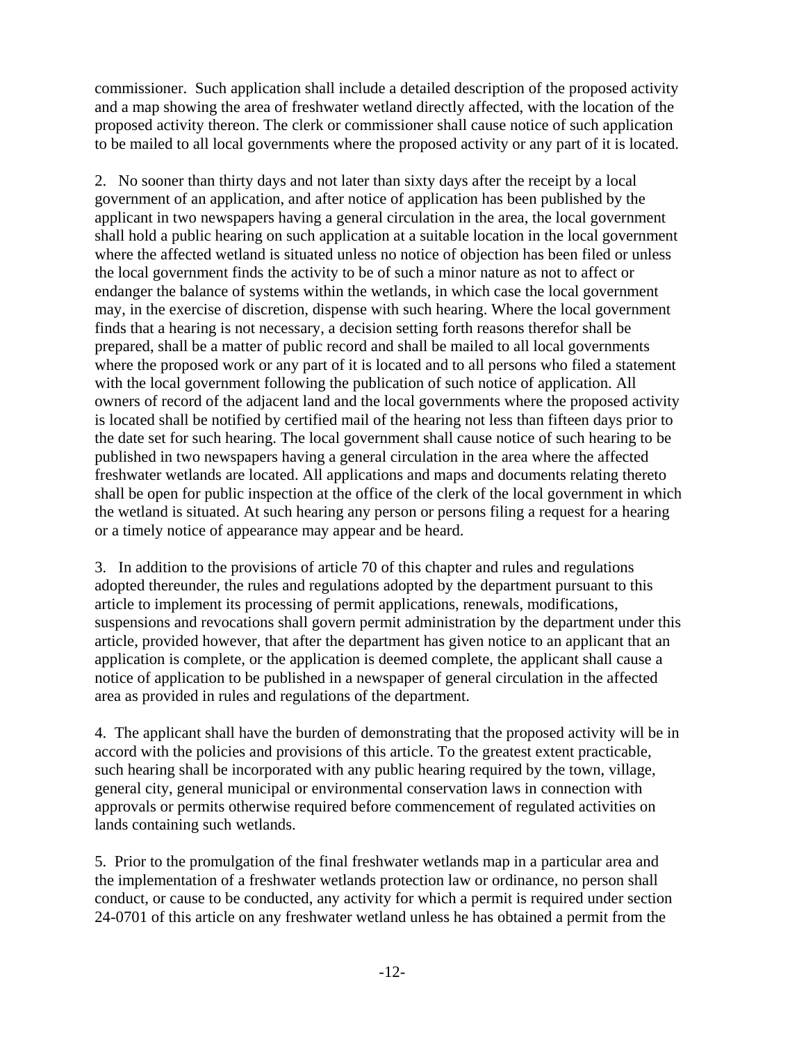commissioner. Such application shall include a detailed description of the proposed activity and a map showing the area of freshwater wetland directly affected, with the location of the proposed activity thereon. The clerk or commissioner shall cause notice of such application to be mailed to all local governments where the proposed activity or any part of it is located.

2. No sooner than thirty days and not later than sixty days after the receipt by a local government of an application, and after notice of application has been published by the applicant in two newspapers having a general circulation in the area, the local government shall hold a public hearing on such application at a suitable location in the local government where the affected wetland is situated unless no notice of objection has been filed or unless the local government finds the activity to be of such a minor nature as not to affect or endanger the balance of systems within the wetlands, in which case the local government may, in the exercise of discretion, dispense with such hearing. Where the local government finds that a hearing is not necessary, a decision setting forth reasons therefor shall be prepared, shall be a matter of public record and shall be mailed to all local governments where the proposed work or any part of it is located and to all persons who filed a statement with the local government following the publication of such notice of application. All owners of record of the adjacent land and the local governments where the proposed activity is located shall be notified by certified mail of the hearing not less than fifteen days prior to the date set for such hearing. The local government shall cause notice of such hearing to be published in two newspapers having a general circulation in the area where the affected freshwater wetlands are located. All applications and maps and documents relating thereto shall be open for public inspection at the office of the clerk of the local government in which the wetland is situated. At such hearing any person or persons filing a request for a hearing or a timely notice of appearance may appear and be heard.

3. In addition to the provisions of article 70 of this chapter and rules and regulations adopted thereunder, the rules and regulations adopted by the department pursuant to this article to implement its processing of permit applications, renewals, modifications, suspensions and revocations shall govern permit administration by the department under this article, provided however, that after the department has given notice to an applicant that an application is complete, or the application is deemed complete, the applicant shall cause a notice of application to be published in a newspaper of general circulation in the affected area as provided in rules and regulations of the department.

4. The applicant shall have the burden of demonstrating that the proposed activity will be in accord with the policies and provisions of this article. To the greatest extent practicable, such hearing shall be incorporated with any public hearing required by the town, village, general city, general municipal or environmental conservation laws in connection with approvals or permits otherwise required before commencement of regulated activities on lands containing such wetlands.

5. Prior to the promulgation of the final freshwater wetlands map in a particular area and the implementation of a freshwater wetlands protection law or ordinance, no person shall conduct, or cause to be conducted, any activity for which a permit is required under section 24-0701 of this article on any freshwater wetland unless he has obtained a permit from the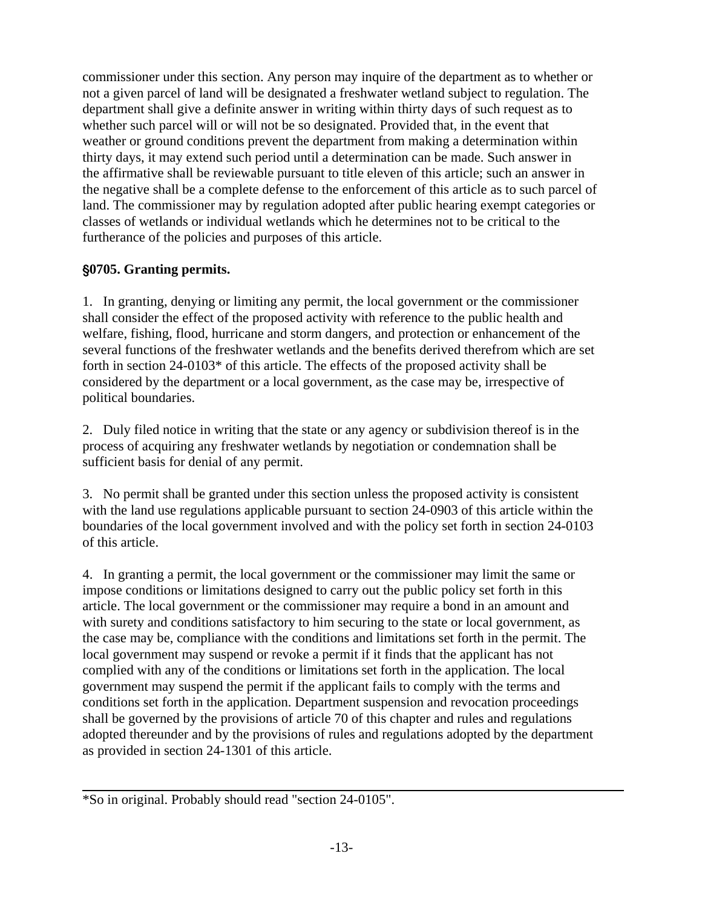commissioner under this section. Any person may inquire of the department as to whether or not a given parcel of land will be designated a freshwater wetland subject to regulation. The department shall give a definite answer in writing within thirty days of such request as to whether such parcel will or will not be so designated. Provided that, in the event that weather or ground conditions prevent the department from making a determination within thirty days, it may extend such period until a determination can be made. Such answer in the affirmative shall be reviewable pursuant to title eleven of this article; such an answer in the negative shall be a complete defense to the enforcement of this article as to such parcel of land. The commissioner may by regulation adopted after public hearing exempt categories or classes of wetlands or individual wetlands which he determines not to be critical to the furtherance of the policies and purposes of this article.

**§0705. Granting permits.**

1. In granting, denying or limiting any permit, the local government or the commissioner shall consider the effect of the proposed activity with reference to the public health and welfare, fishing, flood, hurricane and storm dangers, and protection or enhancement of the several functions of the freshwater wetlands and the benefits derived therefrom which are set forth in section 24-0103* of this article. The effects of the proposed activity shall be considered by the department or a local government, as the case may be, irrespective of political boundaries.

2. Duly filed notice in writing that the state or any agency or subdivision thereof is in the process of acquiring any freshwater wetlands by negotiation or condemnation shall be sufficient basis for denial of any permit.

3. No permit shall be granted under this section unless the proposed activity is consistent with the land use regulations applicable pursuant to section 24-0903 of this article within the boundaries of the local government involved and with the policy set forth in section 24-0103 of this article.

4. In granting a permit, the local government or the commissioner may limit the same or impose conditions or limitations designed to carry out the public policy set forth in this article. The local government or the commissioner may require a bond in an amount and with surety and conditions satisfactory to him securing to the state or local government, as the case may be, compliance with the conditions and limitations set forth in the permit. The local government may suspend or revoke a permit if it finds that the applicant has not complied with any of the conditions or limitations set forth in the application. The local government may suspend the permit if the applicant fails to comply with the terms and conditions set forth in the application. Department suspension and revocation proceedings shall be governed by the provisions of article 70 of this chapter and rules and regulations adopted thereunder and by the provisions of rules and regulations adopted by the department as provided in section 24-1301 of this article.

---

*So in original. Probably should read "section 24-0105".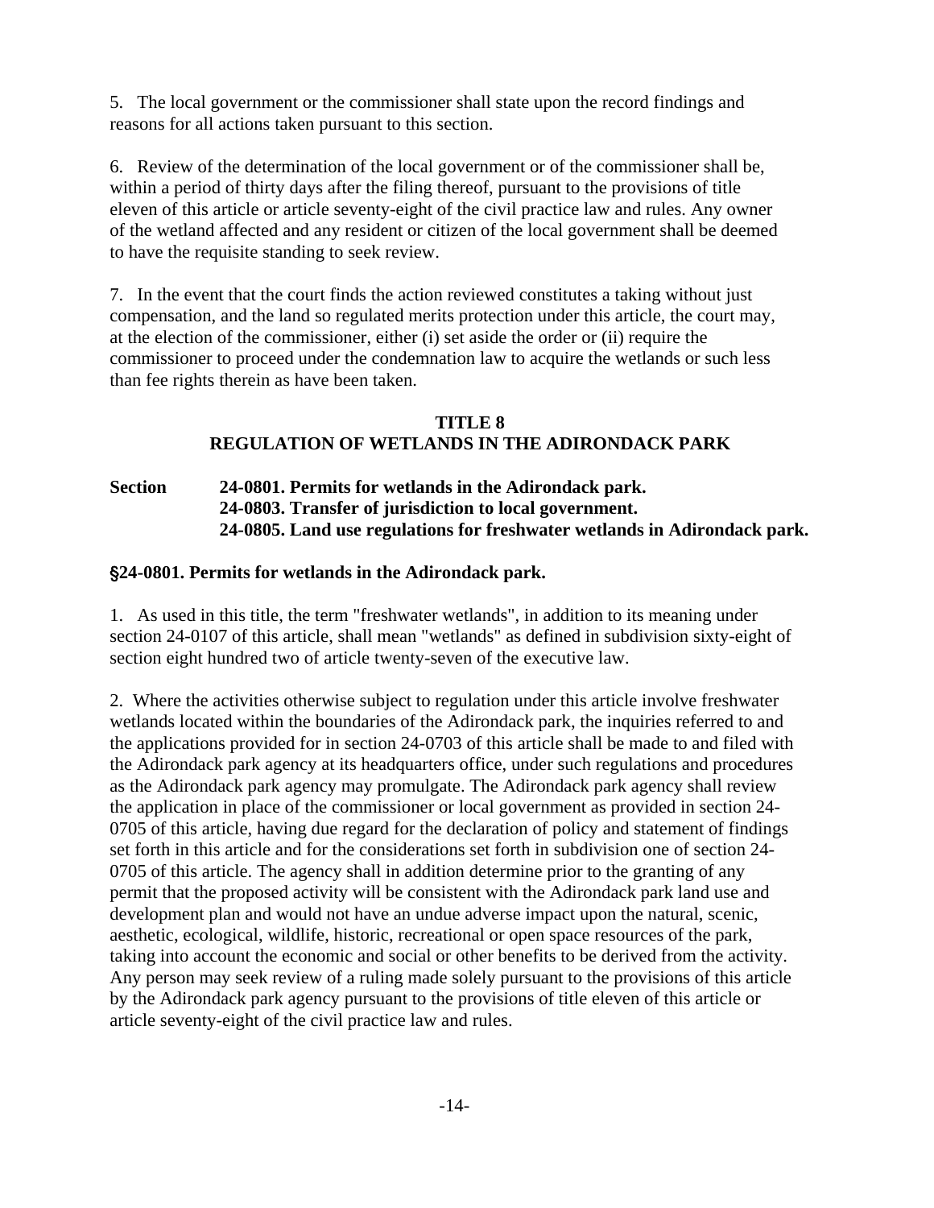5. The local government or the commissioner shall state upon the record findings and reasons for all actions taken pursuant to this section.

6. Review of the determination of the local government or of the commissioner shall be, within a period of thirty days after the filing thereof, pursuant to the provisions of title eleven of this article or article seventy-eight of the civil practice law and rules. Any owner of the wetland affected and any resident or citizen of the local government shall be deemed to have the requisite standing to seek review.

7. In the event that the court finds the action reviewed constitutes a taking without just compensation, and the land so regulated merits protection under this article, the court may, at the election of the commissioner, either (i) set aside the order or (ii) require the commissioner to proceed under the condemnation law to acquire the wetlands or such less than fee rights therein as have been taken.

## TITLE 8
## REGULATION OF WETLANDS IN THE ADIRONDACK PARK

**Section 24-0801. Permits for wetlands in the Adirondack park.**
**24-0803. Transfer of jurisdiction to local government.**
**24-0805. Land use regulations for freshwater wetlands in Adirondack park.**

### §24-0801. Permits for wetlands in the Adirondack park.

1. As used in this title, the term "freshwater wetlands", in addition to its meaning under section 24-0107 of this article, shall mean "wetlands" as defined in subdivision sixty-eight of section eight hundred two of article twenty-seven of the executive law.

2. Where the activities otherwise subject to regulation under this article involve freshwater wetlands located within the boundaries of the Adirondack park, the inquiries referred to and the applications provided for in section 24-0703 of this article shall be made to and filed with the Adirondack park agency at its headquarters office, under such regulations and procedures as the Adirondack park agency may promulgate. The Adirondack park agency shall review the application in place of the commissioner or local government as provided in section 24-0705 of this article, having due regard for the declaration of policy and statement of findings set forth in this article and for the considerations set forth in subdivision one of section 24-0705 of this article. The agency shall in addition determine prior to the granting of any permit that the proposed activity will be consistent with the Adirondack park land use and development plan and would not have an undue adverse impact upon the natural, scenic, aesthetic, ecological, wildlife, historic, recreational or open space resources of the park, taking into account the economic and social or other benefits to be derived from the activity. Any person may seek review of a ruling made solely pursuant to the provisions of this article by the Adirondack park agency pursuant to the provisions of title eleven of this article or article seventy-eight of the civil practice law and rules.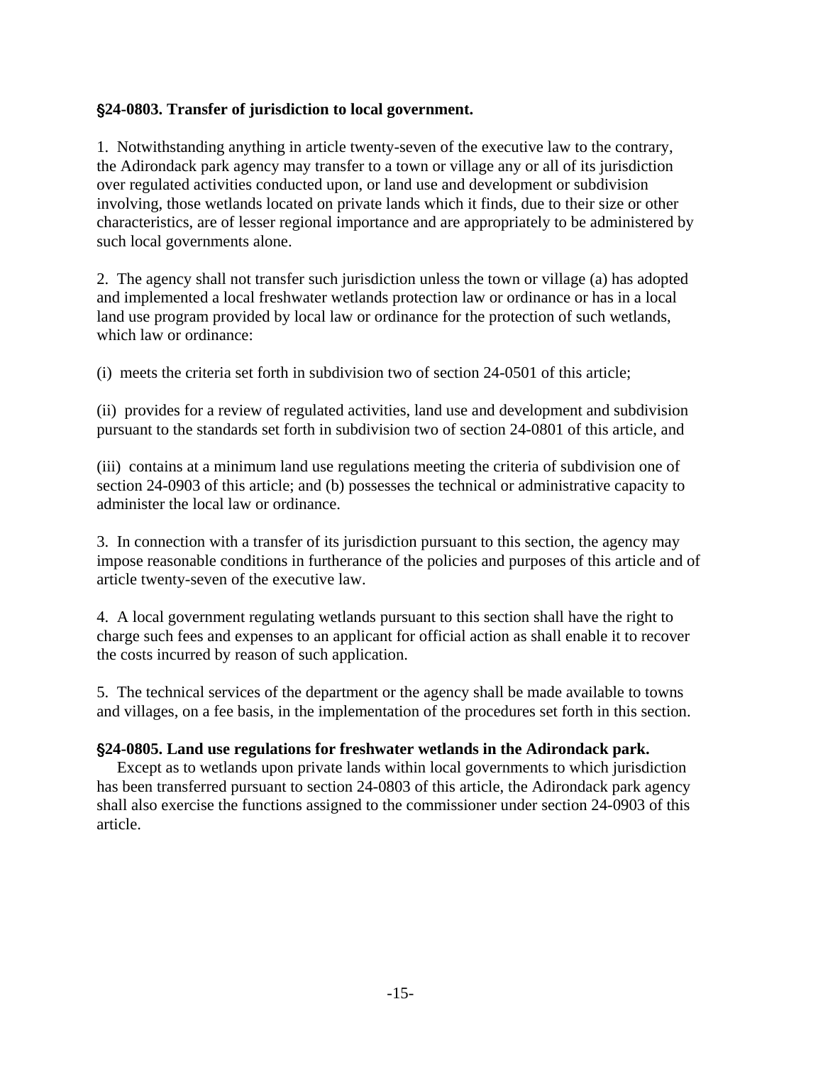**§24-0803. Transfer of jurisdiction to local government.**

1. Notwithstanding anything in article twenty-seven of the executive law to the contrary, the Adirondack park agency may transfer to a town or village any or all of its jurisdiction over regulated activities conducted upon, or land use and development or subdivision involving, those wetlands located on private lands which it finds, due to their size or other characteristics, are of lesser regional importance and are appropriately to be administered by such local governments alone.

2. The agency shall not transfer such jurisdiction unless the town or village (a) has adopted and implemented a local freshwater wetlands protection law or ordinance or has in a local land use program provided by local law or ordinance for the protection of such wetlands, which law or ordinance:

(i) meets the criteria set forth in subdivision two of section 24-0501 of this article;

(ii) provides for a review of regulated activities, land use and development and subdivision pursuant to the standards set forth in subdivision two of section 24-0801 of this article, and

(iii) contains at a minimum land use regulations meeting the criteria of subdivision one of section 24-0903 of this article; and (b) possesses the technical or administrative capacity to administer the local law or ordinance.

3. In connection with a transfer of its jurisdiction pursuant to this section, the agency may impose reasonable conditions in furtherance of the policies and purposes of this article and of article twenty-seven of the executive law.

4. A local government regulating wetlands pursuant to this section shall have the right to charge such fees and expenses to an applicant for official action as shall enable it to recover the costs incurred by reason of such application.

5. The technical services of the department or the agency shall be made available to towns and villages, on a fee basis, in the implementation of the procedures set forth in this section.

**§24-0805. Land use regulations for freshwater wetlands in the Adirondack park.**

Except as to wetlands upon private lands within local governments to which jurisdiction has been transferred pursuant to section 24-0803 of this article, the Adirondack park agency shall also exercise the functions assigned to the commissioner under section 24-0903 of this article.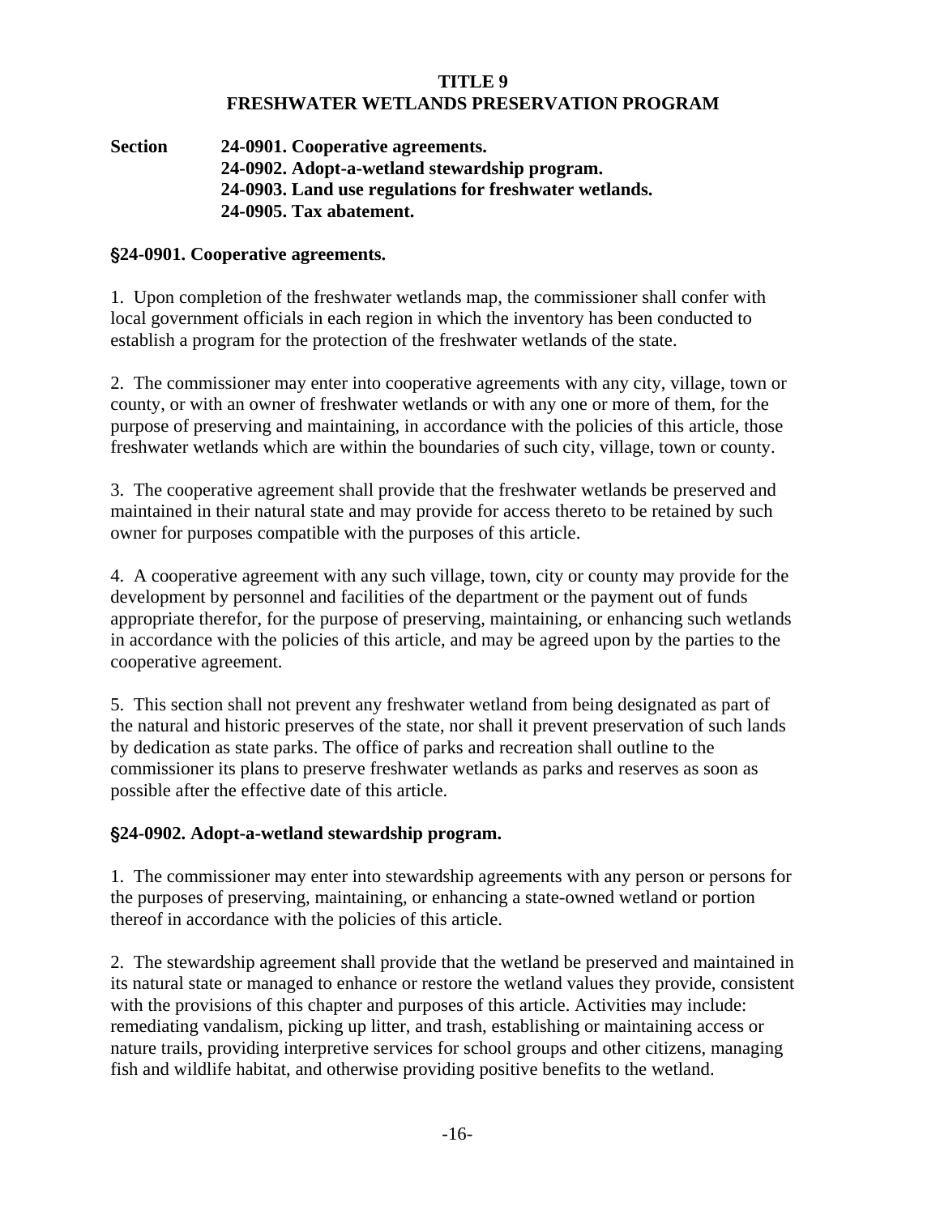## TITLE 9
## FRESHWATER WETLANDS PRESERVATION PROGRAM

**Section 24-0901. Cooperative agreements.**
**24-0902. Adopt-a-wetland stewardship program.**
**24-0903. Land use regulations for freshwater wetlands.**
**24-0905. Tax abatement.**

### §24-0901. Cooperative agreements.

1. Upon completion of the freshwater wetlands map, the commissioner shall confer with local government officials in each region in which the inventory has been conducted to establish a program for the protection of the freshwater wetlands of the state.

2. The commissioner may enter into cooperative agreements with any city, village, town or county, or with an owner of freshwater wetlands or with any one or more of them, for the purpose of preserving and maintaining, in accordance with the policies of this article, those freshwater wetlands which are within the boundaries of such city, village, town or county.

3. The cooperative agreement shall provide that the freshwater wetlands be preserved and maintained in their natural state and may provide for access thereto to be retained by such owner for purposes compatible with the purposes of this article.

4. A cooperative agreement with any such village, town, city or county may provide for the development by personnel and facilities of the department or the payment out of funds appropriate therefor, for the purpose of preserving, maintaining, or enhancing such wetlands in accordance with the policies of this article, and may be agreed upon by the parties to the cooperative agreement.

5. This section shall not prevent any freshwater wetland from being designated as part of the natural and historic preserves of the state, nor shall it prevent preservation of such lands by dedication as state parks. The office of parks and recreation shall outline to the commissioner its plans to preserve freshwater wetlands as parks and reserves as soon as possible after the effective date of this article.

### §24-0902. Adopt-a-wetland stewardship program.

1. The commissioner may enter into stewardship agreements with any person or persons for the purposes of preserving, maintaining, or enhancing a state-owned wetland or portion thereof in accordance with the policies of this article.

2. The stewardship agreement shall provide that the wetland be preserved and maintained in its natural state or managed to enhance or restore the wetland values they provide, consistent with the provisions of this chapter and purposes of this article. Activities may include: remediating vandalism, picking up litter, and trash, establishing or maintaining access or nature trails, providing interpretive services for school groups and other citizens, managing fish and wildlife habitat, and otherwise providing positive benefits to the wetland.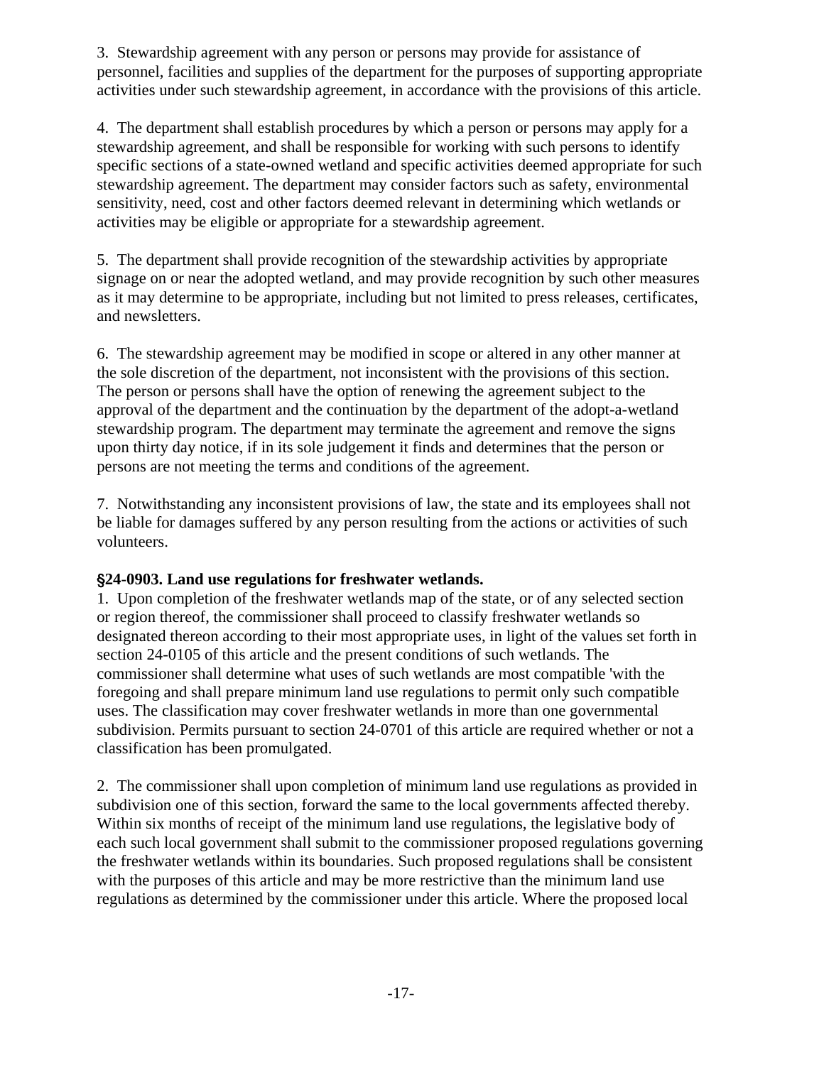3. Stewardship agreement with any person or persons may provide for assistance of personnel, facilities and supplies of the department for the purposes of supporting appropriate activities under such stewardship agreement, in accordance with the provisions of this article.

4. The department shall establish procedures by which a person or persons may apply for a stewardship agreement, and shall be responsible for working with such persons to identify specific sections of a state-owned wetland and specific activities deemed appropriate for such stewardship agreement. The department may consider factors such as safety, environmental sensitivity, need, cost and other factors deemed relevant in determining which wetlands or activities may be eligible or appropriate for a stewardship agreement.

5. The department shall provide recognition of the stewardship activities by appropriate signage on or near the adopted wetland, and may provide recognition by such other measures as it may determine to be appropriate, including but not limited to press releases, certificates, and newsletters.

6. The stewardship agreement may be modified in scope or altered in any other manner at the sole discretion of the department, not inconsistent with the provisions of this section. The person or persons shall have the option of renewing the agreement subject to the approval of the department and the continuation by the department of the adopt-a-wetland stewardship program. The department may terminate the agreement and remove the signs upon thirty day notice, if in its sole judgement it finds and determines that the person or persons are not meeting the terms and conditions of the agreement.

7. Notwithstanding any inconsistent provisions of law, the state and its employees shall not be liable for damages suffered by any person resulting from the actions or activities of such volunteers.

**§24-0903. Land use regulations for freshwater wetlands.**

1. Upon completion of the freshwater wetlands map of the state, or of any selected section or region thereof, the commissioner shall proceed to classify freshwater wetlands so designated thereon according to their most appropriate uses, in light of the values set forth in section 24-0105 of this article and the present conditions of such wetlands. The commissioner shall determine what uses of such wetlands are most compatible 'with the foregoing and shall prepare minimum land use regulations to permit only such compatible uses. The classification may cover freshwater wetlands in more than one governmental subdivision. Permits pursuant to section 24-0701 of this article are required whether or not a classification has been promulgated.

2. The commissioner shall upon completion of minimum land use regulations as provided in subdivision one of this section, forward the same to the local governments affected thereby. Within six months of receipt of the minimum land use regulations, the legislative body of each such local government shall submit to the commissioner proposed regulations governing the freshwater wetlands within its boundaries. Such proposed regulations shall be consistent with the purposes of this article and may be more restrictive than the minimum land use regulations as determined by the commissioner under this article. Where the proposed local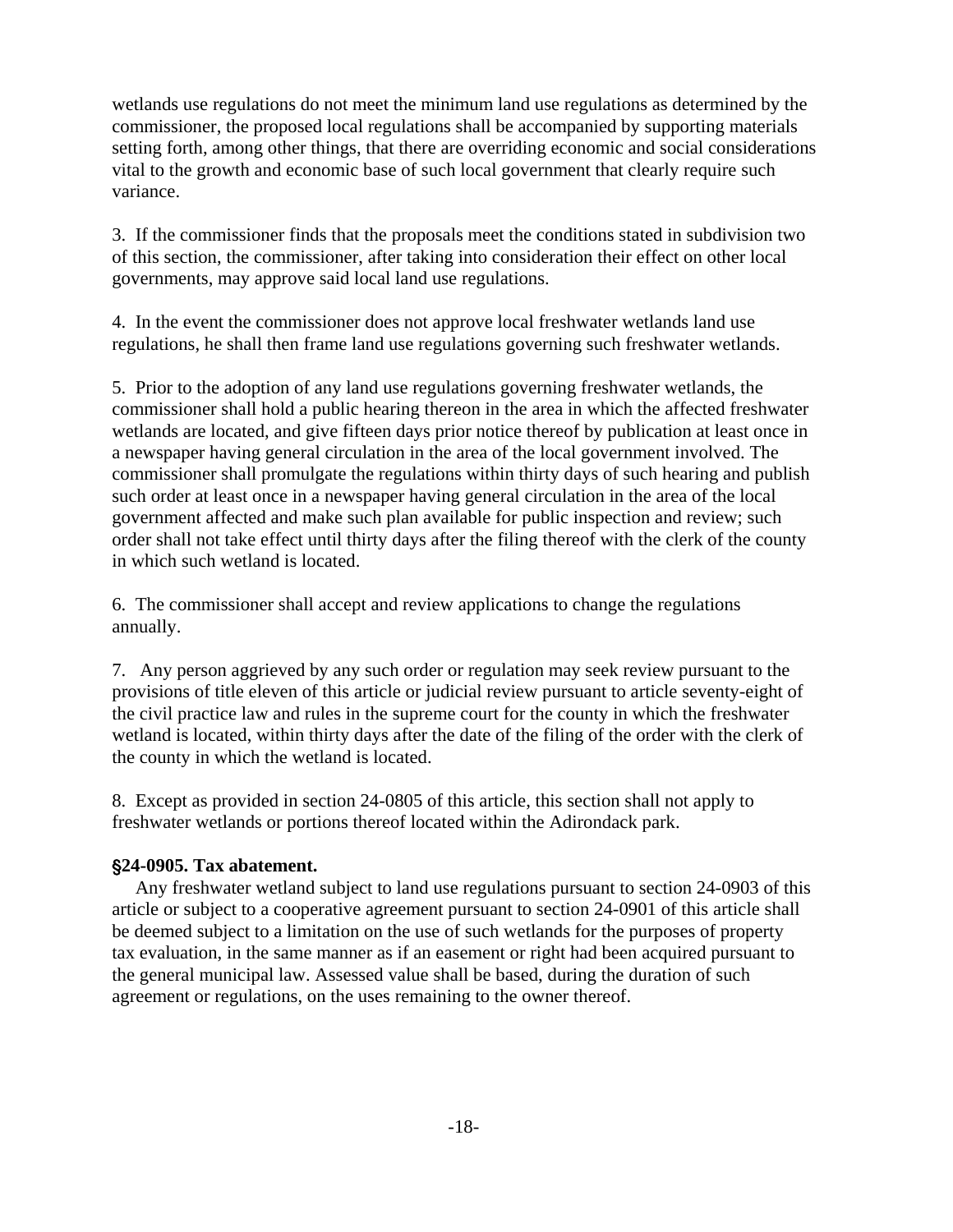wetlands use regulations do not meet the minimum land use regulations as determined by the commissioner, the proposed local regulations shall be accompanied by supporting materials setting forth, among other things, that there are overriding economic and social considerations vital to the growth and economic base of such local government that clearly require such variance.

3. If the commissioner finds that the proposals meet the conditions stated in subdivision two of this section, the commissioner, after taking into consideration their effect on other local governments, may approve said local land use regulations.

4. In the event the commissioner does not approve local freshwater wetlands land use regulations, he shall then frame land use regulations governing such freshwater wetlands.

5. Prior to the adoption of any land use regulations governing freshwater wetlands, the commissioner shall hold a public hearing thereon in the area in which the affected freshwater wetlands are located, and give fifteen days prior notice thereof by publication at least once in a newspaper having general circulation in the area of the local government involved. The commissioner shall promulgate the regulations within thirty days of such hearing and publish such order at least once in a newspaper having general circulation in the area of the local government affected and make such plan available for public inspection and review; such order shall not take effect until thirty days after the filing thereof with the clerk of the county in which such wetland is located.

6. The commissioner shall accept and review applications to change the regulations annually.

7. Any person aggrieved by any such order or regulation may seek review pursuant to the provisions of title eleven of this article or judicial review pursuant to article seventy-eight of the civil practice law and rules in the supreme court for the county in which the freshwater wetland is located, within thirty days after the date of the filing of the order with the clerk of the county in which the wetland is located.

8. Except as provided in section 24-0805 of this article, this section shall not apply to freshwater wetlands or portions thereof located within the Adirondack park.

**§24-0905. Tax abatement.**

Any freshwater wetland subject to land use regulations pursuant to section 24-0903 of this article or subject to a cooperative agreement pursuant to section 24-0901 of this article shall be deemed subject to a limitation on the use of such wetlands for the purposes of property tax evaluation, in the same manner as if an easement or right had been acquired pursuant to the general municipal law. Assessed value shall be based, during the duration of such agreement or regulations, on the uses remaining to the owner thereof.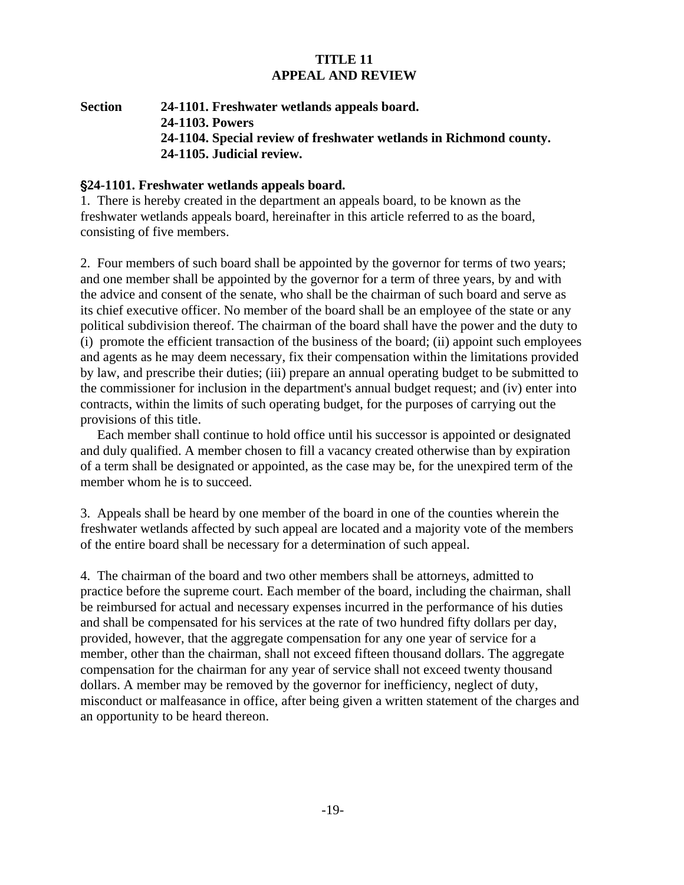# TITLE 11
# APPEAL AND REVIEW

**Section 24-1101. Freshwater wetlands appeals board.**
**24-1103. Powers**
**24-1104. Special review of freshwater wetlands in Richmond county.**
**24-1105. Judicial review.**

## §24-1101. Freshwater wetlands appeals board.

1. There is hereby created in the department an appeals board, to be known as the freshwater wetlands appeals board, hereinafter in this article referred to as the board, consisting of five members.

2. Four members of such board shall be appointed by the governor for terms of two years; and one member shall be appointed by the governor for a term of three years, by and with the advice and consent of the senate, who shall be the chairman of such board and serve as its chief executive officer. No member of the board shall be an employee of the state or any political subdivision thereof. The chairman of the board shall have the power and the duty to (i) promote the efficient transaction of the business of the board; (ii) appoint such employees and agents as he may deem necessary, fix their compensation within the limitations provided by law, and prescribe their duties; (iii) prepare an annual operating budget to be submitted to the commissioner for inclusion in the department's annual budget request; and (iv) enter into contracts, within the limits of such operating budget, for the purposes of carrying out the provisions of this title.

Each member shall continue to hold office until his successor is appointed or designated and duly qualified. A member chosen to fill a vacancy created otherwise than by expiration of a term shall be designated or appointed, as the case may be, for the unexpired term of the member whom he is to succeed.

3. Appeals shall be heard by one member of the board in one of the counties wherein the freshwater wetlands affected by such appeal are located and a majority vote of the members of the entire board shall be necessary for a determination of such appeal.

4. The chairman of the board and two other members shall be attorneys, admitted to practice before the supreme court. Each member of the board, including the chairman, shall be reimbursed for actual and necessary expenses incurred in the performance of his duties and shall be compensated for his services at the rate of two hundred fifty dollars per day, provided, however, that the aggregate compensation for any one year of service for a member, other than the chairman, shall not exceed fifteen thousand dollars. The aggregate compensation for the chairman for any year of service shall not exceed twenty thousand dollars. A member may be removed by the governor for inefficiency, neglect of duty, misconduct or malfeasance in office, after being given a written statement of the charges and an opportunity to be heard thereon.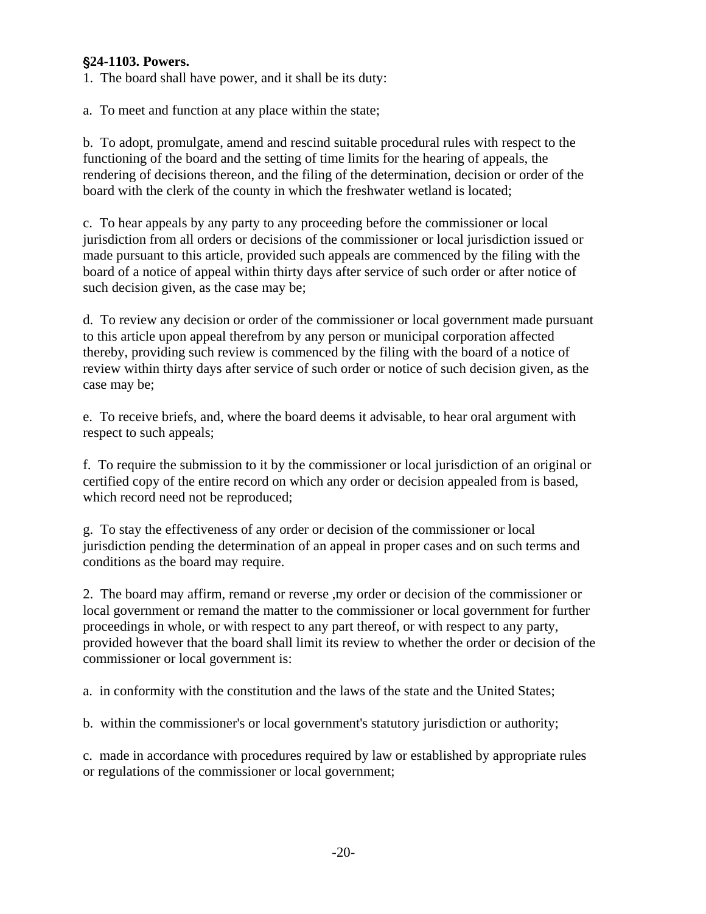**§24-1103. Powers.**

1. The board shall have power, and it shall be its duty:

a. To meet and function at any place within the state;

b. To adopt, promulgate, amend and rescind suitable procedural rules with respect to the functioning of the board and the setting of time limits for the hearing of appeals, the rendering of decisions thereon, and the filing of the determination, decision or order of the board with the clerk of the county in which the freshwater wetland is located;

c. To hear appeals by any party to any proceeding before the commissioner or local jurisdiction from all orders or decisions of the commissioner or local jurisdiction issued or made pursuant to this article, provided such appeals are commenced by the filing with the board of a notice of appeal within thirty days after service of such order or after notice of such decision given, as the case may be;

d. To review any decision or order of the commissioner or local government made pursuant to this article upon appeal therefrom by any person or municipal corporation affected thereby, providing such review is commenced by the filing with the board of a notice of review within thirty days after service of such order or notice of such decision given, as the case may be;

e. To receive briefs, and, where the board deems it advisable, to hear oral argument with respect to such appeals;

f. To require the submission to it by the commissioner or local jurisdiction of an original or certified copy of the entire record on which any order or decision appealed from is based, which record need not be reproduced;

g. To stay the effectiveness of any order or decision of the commissioner or local jurisdiction pending the determination of an appeal in proper cases and on such terms and conditions as the board may require.

2. The board may affirm, remand or reverse ,my order or decision of the commissioner or local government or remand the matter to the commissioner or local government for further proceedings in whole, or with respect to any part thereof, or with respect to any party, provided however that the board shall limit its review to whether the order or decision of the commissioner or local government is:

a. in conformity with the constitution and the laws of the state and the United States;

b. within the commissioner's or local government's statutory jurisdiction or authority;

c. made in accordance with procedures required by law or established by appropriate rules or regulations of the commissioner or local government;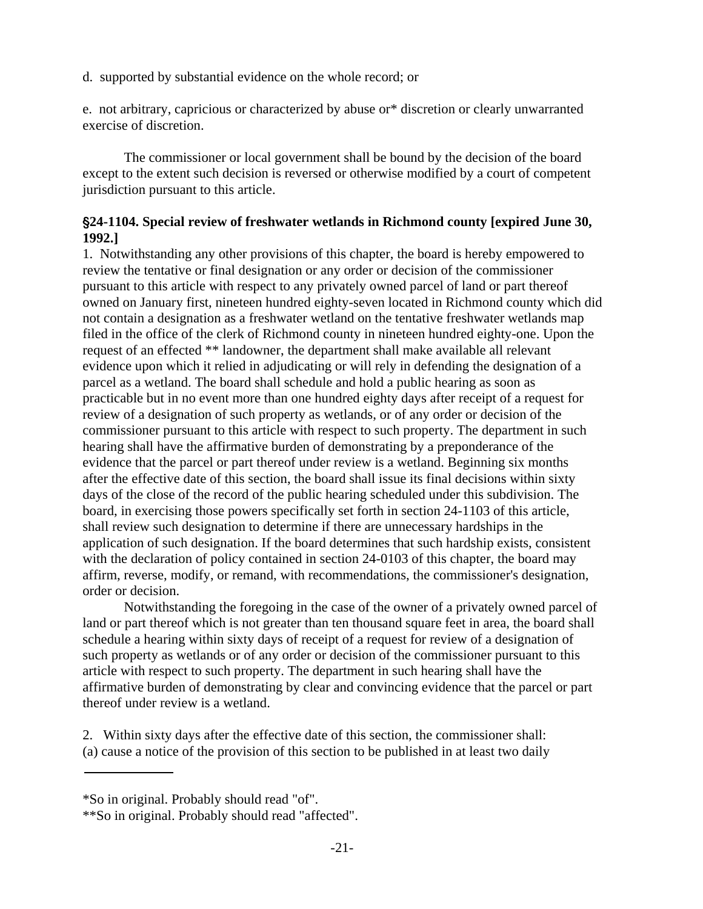d. supported by substantial evidence on the whole record; or

e. not arbitrary, capricious or characterized by abuse or* discretion or clearly unwarranted exercise of discretion.

The commissioner or local government shall be bound by the decision of the board except to the extent such decision is reversed or otherwise modified by a court of competent jurisdiction pursuant to this article.

**§24-1104. Special review of freshwater wetlands in Richmond county [expired June 30, 1992.]**

1. Notwithstanding any other provisions of this chapter, the board is hereby empowered to review the tentative or final designation or any order or decision of the commissioner pursuant to this article with respect to any privately owned parcel of land or part thereof owned on January first, nineteen hundred eighty-seven located in Richmond county which did not contain a designation as a freshwater wetland on the tentative freshwater wetlands map filed in the office of the clerk of Richmond county in nineteen hundred eighty-one. Upon the request of an effected ** landowner, the department shall make available all relevant evidence upon which it relied in adjudicating or will rely in defending the designation of a parcel as a wetland. The board shall schedule and hold a public hearing as soon as practicable but in no event more than one hundred eighty days after receipt of a request for review of a designation of such property as wetlands, or of any order or decision of the commissioner pursuant to this article with respect to such property. The department in such hearing shall have the affirmative burden of demonstrating by a preponderance of the evidence that the parcel or part thereof under review is a wetland. Beginning six months after the effective date of this section, the board shall issue its final decisions within sixty days of the close of the record of the public hearing scheduled under this subdivision. The board, in exercising those powers specifically set forth in section 24-1103 of this article, shall review such designation to determine if there are unnecessary hardships in the application of such designation. If the board determines that such hardship exists, consistent with the declaration of policy contained in section 24-0103 of this chapter, the board may affirm, reverse, modify, or remand, with recommendations, the commissioner's designation, order or decision.

Notwithstanding the foregoing in the case of the owner of a privately owned parcel of land or part thereof which is not greater than ten thousand square feet in area, the board shall schedule a hearing within sixty days of receipt of a request for review of a designation of such property as wetlands or of any order or decision of the commissioner pursuant to this article with respect to such property. The department in such hearing shall have the affirmative burden of demonstrating by clear and convincing evidence that the parcel or part thereof under review is a wetland.

2. Within sixty days after the effective date of this section, the commissioner shall:
(a) cause a notice of the provision of this section to be published in at least two daily

---

*So in original. Probably should read "of".

**So in original. Probably should read "affected".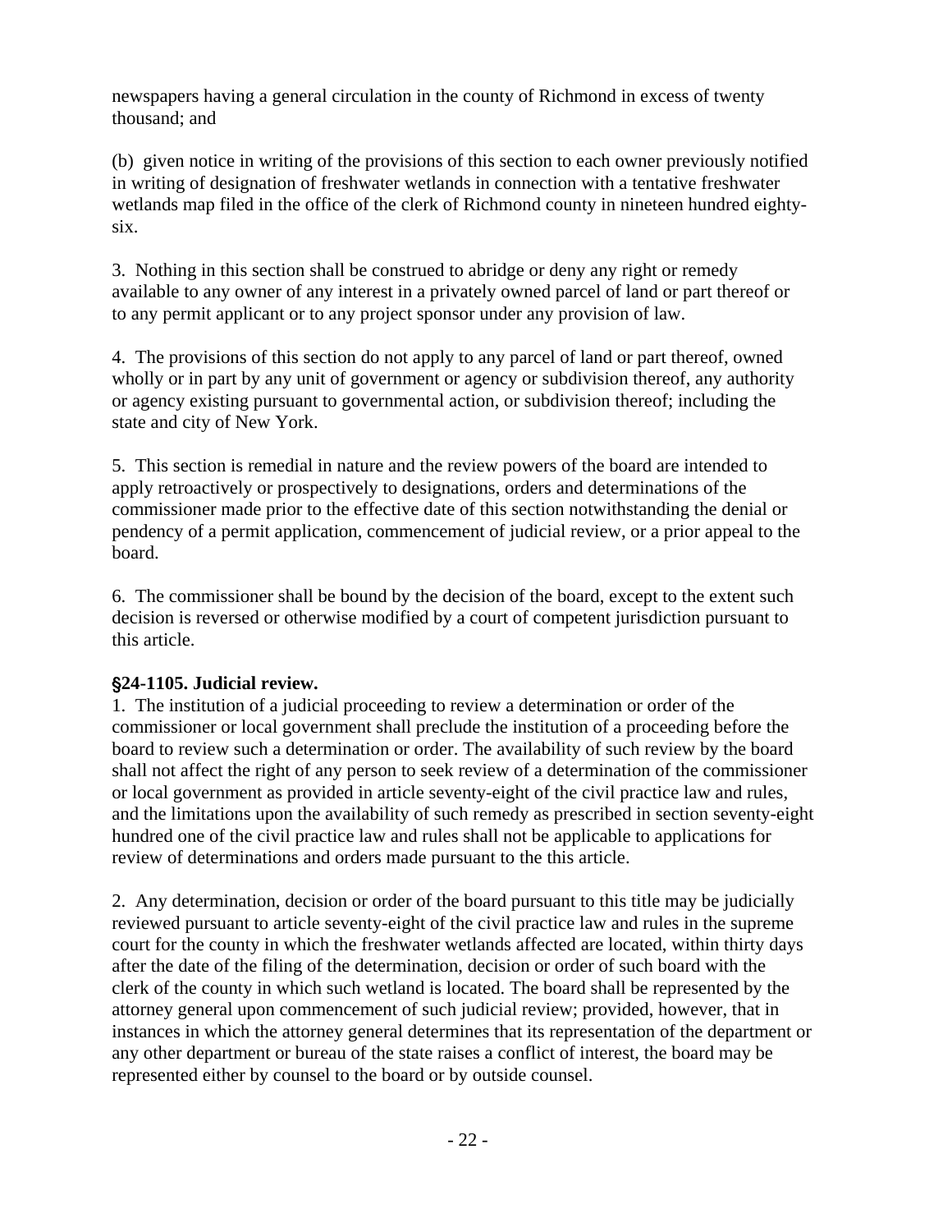newspapers having a general circulation in the county of Richmond in excess of twenty thousand; and

(b) given notice in writing of the provisions of this section to each owner previously notified in writing of designation of freshwater wetlands in connection with a tentative freshwater wetlands map filed in the office of the clerk of Richmond county in nineteen hundred eighty-six.

3. Nothing in this section shall be construed to abridge or deny any right or remedy available to any owner of any interest in a privately owned parcel of land or part thereof or to any permit applicant or to any project sponsor under any provision of law.

4. The provisions of this section do not apply to any parcel of land or part thereof, owned wholly or in part by any unit of government or agency or subdivision thereof, any authority or agency existing pursuant to governmental action, or subdivision thereof; including the state and city of New York.

5. This section is remedial in nature and the review powers of the board are intended to apply retroactively or prospectively to designations, orders and determinations of the commissioner made prior to the effective date of this section notwithstanding the denial or pendency of a permit application, commencement of judicial review, or a prior appeal to the board.

6. The commissioner shall be bound by the decision of the board, except to the extent such decision is reversed or otherwise modified by a court of competent jurisdiction pursuant to this article.

**§24-1105. Judicial review.**

1. The institution of a judicial proceeding to review a determination or order of the commissioner or local government shall preclude the institution of a proceeding before the board to review such a determination or order. The availability of such review by the board shall not affect the right of any person to seek review of a determination of the commissioner or local government as provided in article seventy-eight of the civil practice law and rules, and the limitations upon the availability of such remedy as prescribed in section seventy-eight hundred one of the civil practice law and rules shall not be applicable to applications for review of determinations and orders made pursuant to the this article.

2. Any determination, decision or order of the board pursuant to this title may be judicially reviewed pursuant to article seventy-eight of the civil practice law and rules in the supreme court for the county in which the freshwater wetlands affected are located, within thirty days after the date of the filing of the determination, decision or order of such board with the clerk of the county in which such wetland is located. The board shall be represented by the attorney general upon commencement of such judicial review; provided, however, that in instances in which the attorney general determines that its representation of the department or any other department or bureau of the state raises a conflict of interest, the board may be represented either by counsel to the board or by outside counsel.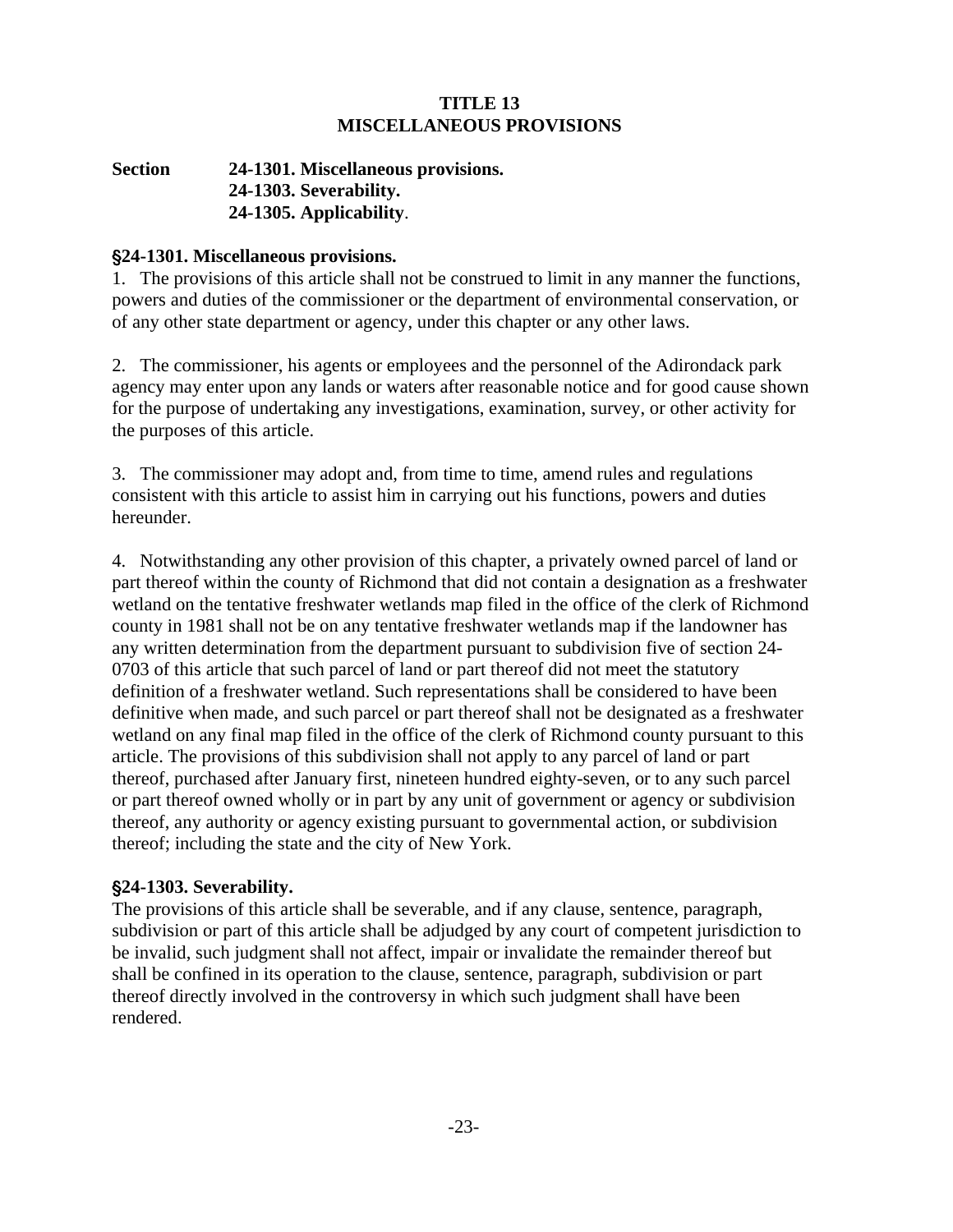# TITLE 13
# MISCELLANEOUS PROVISIONS

**Section 24-1301. Miscellaneous provisions.**
**24-1303. Severability.**
**24-1305. Applicability.**

### §24-1301. Miscellaneous provisions.

1. The provisions of this article shall not be construed to limit in any manner the functions, powers and duties of the commissioner or the department of environmental conservation, or of any other state department or agency, under this chapter or any other laws.

2. The commissioner, his agents or employees and the personnel of the Adirondack park agency may enter upon any lands or waters after reasonable notice and for good cause shown for the purpose of undertaking any investigations, examination, survey, or other activity for the purposes of this article.

3. The commissioner may adopt and, from time to time, amend rules and regulations consistent with this article to assist him in carrying out his functions, powers and duties hereunder.

4. Notwithstanding any other provision of this chapter, a privately owned parcel of land or part thereof within the county of Richmond that did not contain a designation as a freshwater wetland on the tentative freshwater wetlands map filed in the office of the clerk of Richmond county in 1981 shall not be on any tentative freshwater wetlands map if the landowner has any written determination from the department pursuant to subdivision five of section 24-0703 of this article that such parcel of land or part thereof did not meet the statutory definition of a freshwater wetland. Such representations shall be considered to have been definitive when made, and such parcel or part thereof shall not be designated as a freshwater wetland on any final map filed in the office of the clerk of Richmond county pursuant to this article. The provisions of this subdivision shall not apply to any parcel of land or part thereof, purchased after January first, nineteen hundred eighty-seven, or to any such parcel or part thereof owned wholly or in part by any unit of government or agency or subdivision thereof, any authority or agency existing pursuant to governmental action, or subdivision thereof; including the state and the city of New York.

### §24-1303. Severability.

The provisions of this article shall be severable, and if any clause, sentence, paragraph, subdivision or part of this article shall be adjudged by any court of competent jurisdiction to be invalid, such judgment shall not affect, impair or invalidate the remainder thereof but shall be confined in its operation to the clause, sentence, paragraph, subdivision or part thereof directly involved in the controversy in which such judgment shall have been rendered.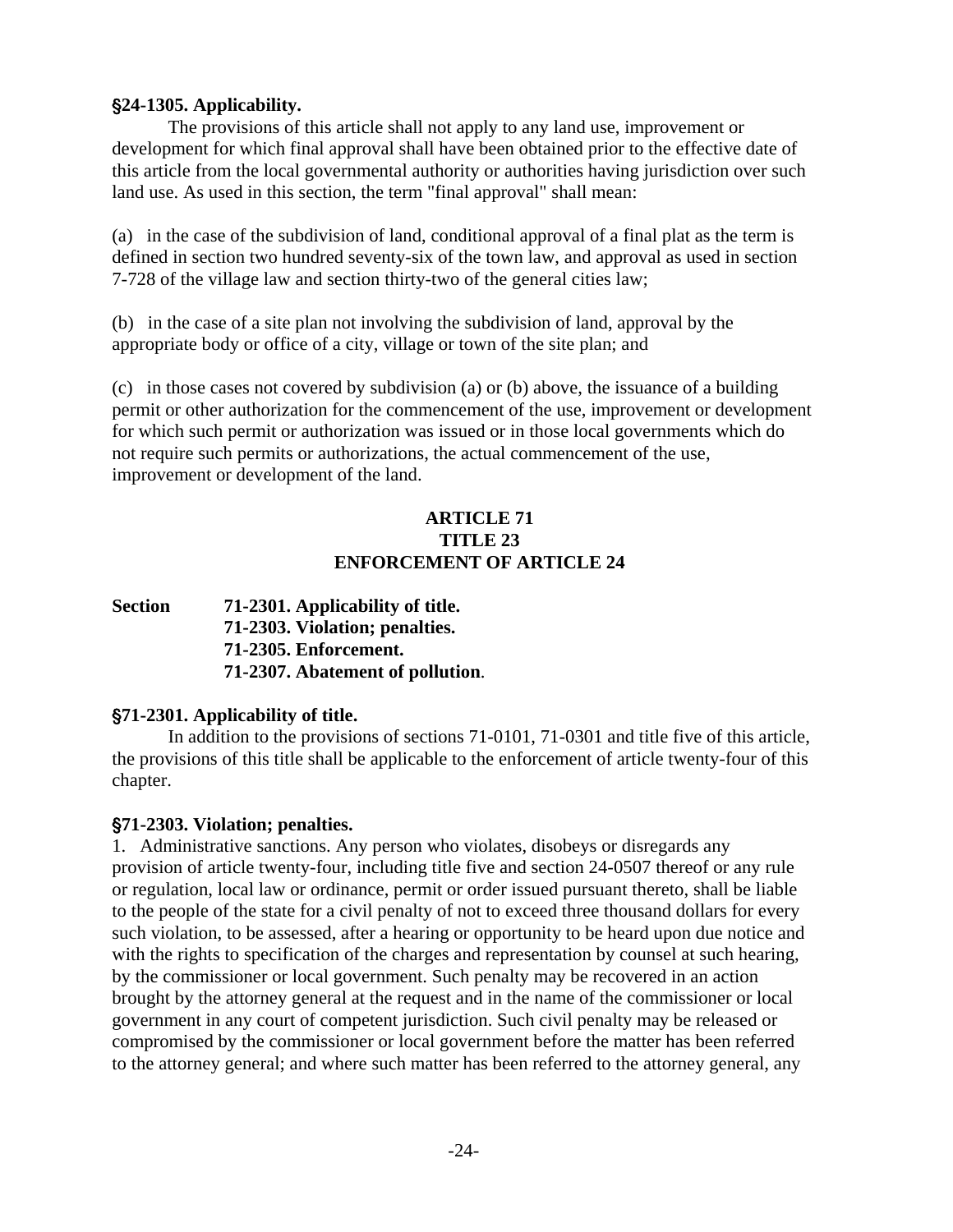**§24-1305. Applicability.**

The provisions of this article shall not apply to any land use, improvement or development for which final approval shall have been obtained prior to the effective date of this article from the local governmental authority or authorities having jurisdiction over such land use. As used in this section, the term "final approval" shall mean:

(a) in the case of the subdivision of land, conditional approval of a final plat as the term is defined in section two hundred seventy-six of the town law, and approval as used in section 7-728 of the village law and section thirty-two of the general cities law;

(b) in the case of a site plan not involving the subdivision of land, approval by the appropriate body or office of a city, village or town of the site plan; and

(c) in those cases not covered by subdivision (a) or (b) above, the issuance of a building permit or other authorization for the commencement of the use, improvement or development for which such permit or authorization was issued or in those local governments which do not require such permits or authorizations, the actual commencement of the use, improvement or development of the land.

## ARTICLE 71
## TITLE 23
## ENFORCEMENT OF ARTICLE 24

**Section**
- **71-2301. Applicability of title.**
- **71-2303. Violation; penalties.**
- **71-2305. Enforcement.**
- **71-2307. Abatement of pollution.**

**§71-2301. Applicability of title.**

In addition to the provisions of sections 71-0101, 71-0301 and title five of this article, the provisions of this title shall be applicable to the enforcement of article twenty-four of this chapter.

**§71-2303. Violation; penalties.**

1. Administrative sanctions. Any person who violates, disobeys or disregards any provision of article twenty-four, including title five and section 24-0507 thereof or any rule or regulation, local law or ordinance, permit or order issued pursuant thereto, shall be liable to the people of the state for a civil penalty of not to exceed three thousand dollars for every such violation, to be assessed, after a hearing or opportunity to be heard upon due notice and with the rights to specification of the charges and representation by counsel at such hearing, by the commissioner or local government. Such penalty may be recovered in an action brought by the attorney general at the request and in the name of the commissioner or local government in any court of competent jurisdiction. Such civil penalty may be released or compromised by the commissioner or local government before the matter has been referred to the attorney general; and where such matter has been referred to the attorney general, any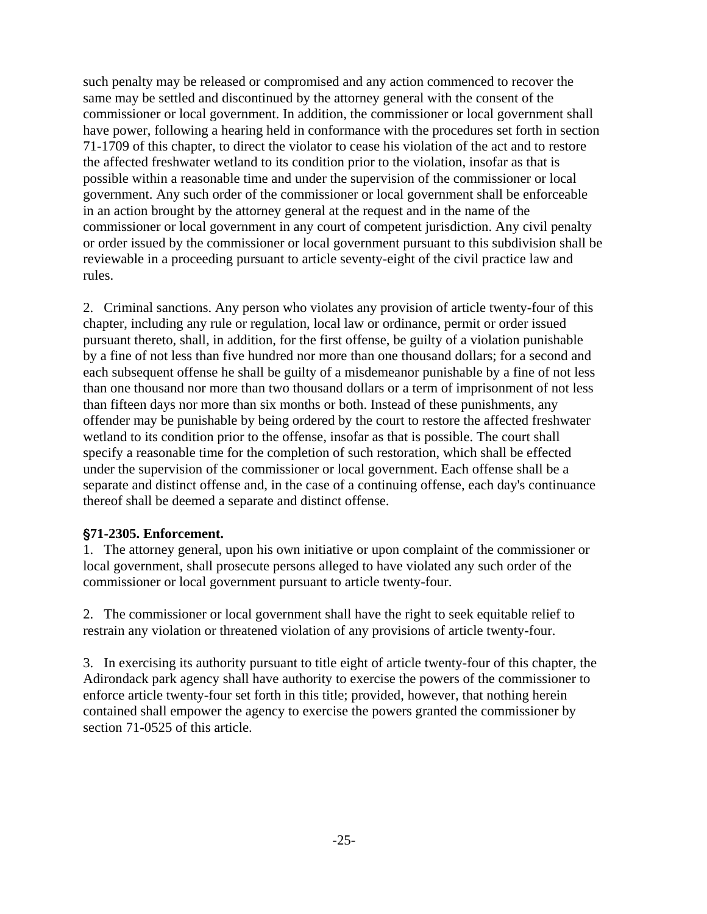such penalty may be released or compromised and any action commenced to recover the same may be settled and discontinued by the attorney general with the consent of the commissioner or local government. In addition, the commissioner or local government shall have power, following a hearing held in conformance with the procedures set forth in section 71-1709 of this chapter, to direct the violator to cease his violation of the act and to restore the affected freshwater wetland to its condition prior to the violation, insofar as that is possible within a reasonable time and under the supervision of the commissioner or local government. Any such order of the commissioner or local government shall be enforceable in an action brought by the attorney general at the request and in the name of the commissioner or local government in any court of competent jurisdiction. Any civil penalty or order issued by the commissioner or local government pursuant to this subdivision shall be reviewable in a proceeding pursuant to article seventy-eight of the civil practice law and rules.

2. Criminal sanctions. Any person who violates any provision of article twenty-four of this chapter, including any rule or regulation, local law or ordinance, permit or order issued pursuant thereto, shall, in addition, for the first offense, be guilty of a violation punishable by a fine of not less than five hundred nor more than one thousand dollars; for a second and each subsequent offense he shall be guilty of a misdemeanor punishable by a fine of not less than one thousand nor more than two thousand dollars or a term of imprisonment of not less than fifteen days nor more than six months or both. Instead of these punishments, any offender may be punishable by being ordered by the court to restore the affected freshwater wetland to its condition prior to the offense, insofar as that is possible. The court shall specify a reasonable time for the completion of such restoration, which shall be effected under the supervision of the commissioner or local government. Each offense shall be a separate and distinct offense and, in the case of a continuing offense, each day's continuance thereof shall be deemed a separate and distinct offense.

**§71-2305. Enforcement.**

1. The attorney general, upon his own initiative or upon complaint of the commissioner or local government, shall prosecute persons alleged to have violated any such order of the commissioner or local government pursuant to article twenty-four.

2. The commissioner or local government shall have the right to seek equitable relief to restrain any violation or threatened violation of any provisions of article twenty-four.

3. In exercising its authority pursuant to title eight of article twenty-four of this chapter, the Adirondack park agency shall have authority to exercise the powers of the commissioner to enforce article twenty-four set forth in this title; provided, however, that nothing herein contained shall empower the agency to exercise the powers granted the commissioner by section 71-0525 of this article.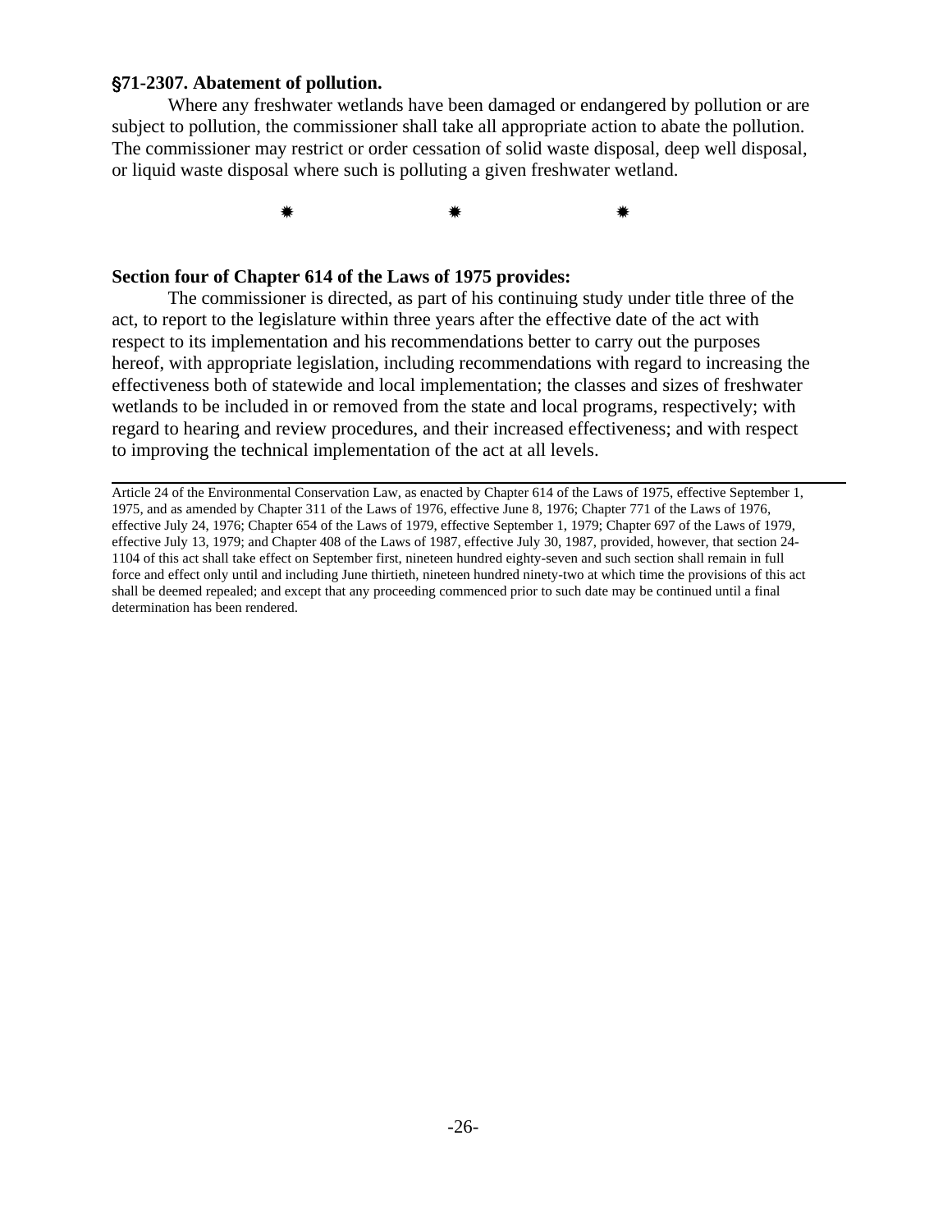**§71-2307. Abatement of pollution.**

Where any freshwater wetlands have been damaged or endangered by pollution or are subject to pollution, the commissioner shall take all appropriate action to abate the pollution. The commissioner may restrict or order cessation of solid waste disposal, deep well disposal, or liquid waste disposal where such is polluting a given freshwater wetland.

✷ ✷ ✷

**Section four of Chapter 614 of the Laws of 1975 provides:**

The commissioner is directed, as part of his continuing study under title three of the act, to report to the legislature within three years after the effective date of the act with respect to its implementation and his recommendations better to carry out the purposes hereof, with appropriate legislation, including recommendations with regard to increasing the effectiveness both of statewide and local implementation; the classes and sizes of freshwater wetlands to be included in or removed from the state and local programs, respectively; with regard to hearing and review procedures, and their increased effectiveness; and with respect to improving the technical implementation of the act at all levels.

---

Article 24 of the Environmental Conservation Law, as enacted by Chapter 614 of the Laws of 1975, effective September 1, 1975, and as amended by Chapter 311 of the Laws of 1976, effective June 8, 1976; Chapter 771 of the Laws of 1976, effective July 24, 1976; Chapter 654 of the Laws of 1979, effective September 1, 1979; Chapter 697 of the Laws of 1979, effective July 13, 1979; and Chapter 408 of the Laws of 1987, effective July 30, 1987, provided, however, that section 24-1104 of this act shall take effect on September first, nineteen hundred eighty-seven and such section shall remain in full force and effect only until and including June thirtieth, nineteen hundred ninety-two at which time the provisions of this act shall be deemed repealed; and except that any proceeding commenced prior to such date may be continued until a final determination has been rendered.